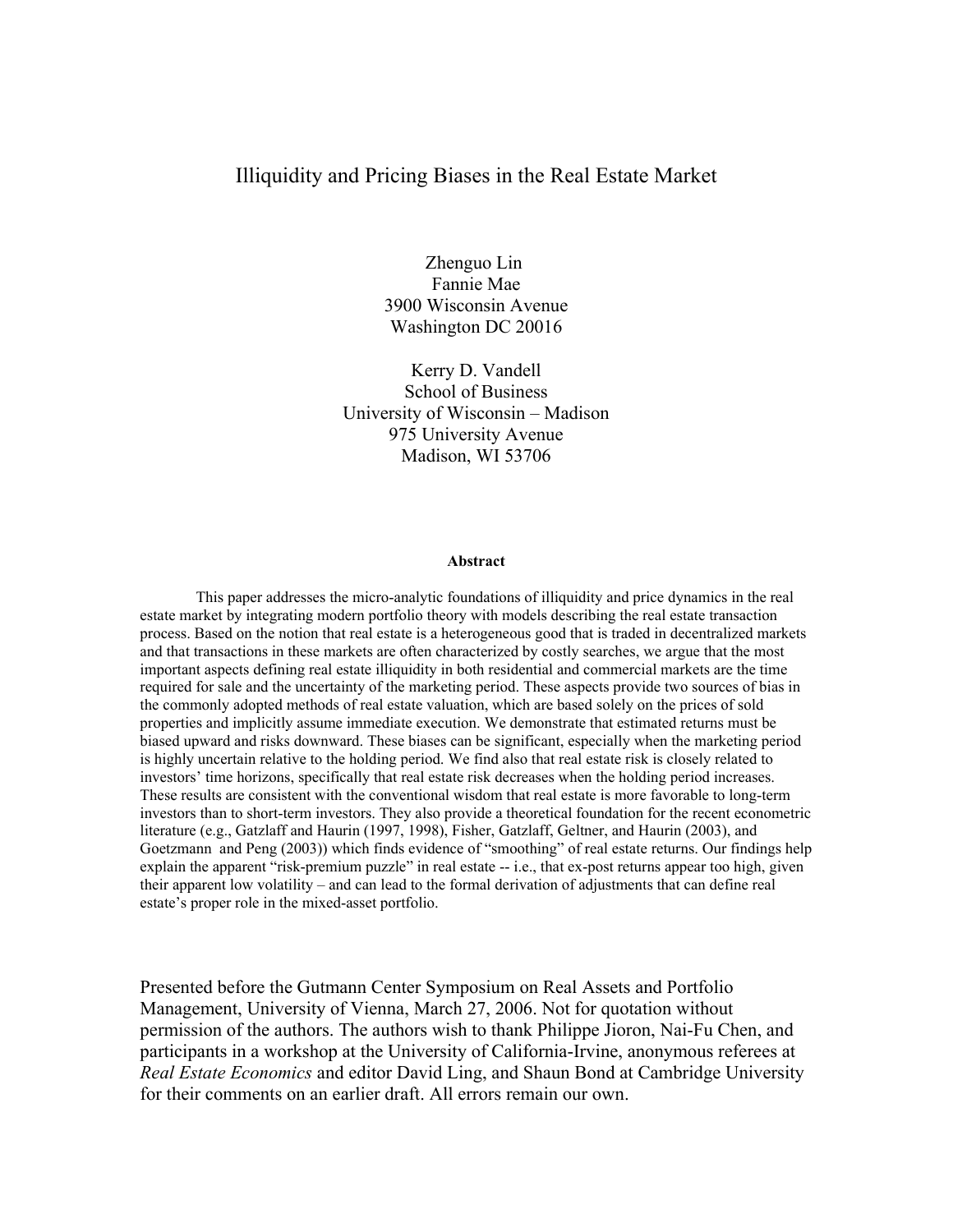# Illiquidity and Pricing Biases in the Real Estate Market

Zhenguo Lin
Fannie Mae
3900 Wisconsin Avenue
Washington DC 20016

Kerry D. Vandell
School of Business
University of Wisconsin – Madison
975 University Avenue
Madison, WI 53706

### Abstract

This paper addresses the micro-analytic foundations of illiquidity and price dynamics in the real estate market by integrating modern portfolio theory with models describing the real estate transaction process. Based on the notion that real estate is a heterogeneous good that is traded in decentralized markets and that transactions in these markets are often characterized by costly searches, we argue that the most important aspects defining real estate illiquidity in both residential and commercial markets are the time required for sale and the uncertainty of the marketing period. These aspects provide two sources of bias in the commonly adopted methods of real estate valuation, which are based solely on the prices of sold properties and implicitly assume immediate execution. We demonstrate that estimated returns must be biased upward and risks downward. These biases can be significant, especially when the marketing period is highly uncertain relative to the holding period. We find also that real estate risk is closely related to investors' time horizons, specifically that real estate risk decreases when the holding period increases. These results are consistent with the conventional wisdom that real estate is more favorable to long-term investors than to short-term investors. They also provide a theoretical foundation for the recent econometric literature (e.g., Gatzlaff and Haurin (1997, 1998), Fisher, Gatzlaff, Geltner, and Haurin (2003), and Goetzmann and Peng (2003)) which finds evidence of "smoothing" of real estate returns. Our findings help explain the apparent "risk-premium puzzle" in real estate -- i.e., that ex-post returns appear too high, given their apparent low volatility – and can lead to the formal derivation of adjustments that can define real estate's proper role in the mixed-asset portfolio.

Presented before the Gutmann Center Symposium on Real Assets and Portfolio Management, University of Vienna, March 27, 2006. Not for quotation without permission of the authors. The authors wish to thank Philippe Jioron, Nai-Fu Chen, and participants in a workshop at the University of California-Irvine, anonymous referees at *Real Estate Economics* and editor David Ling, and Shaun Bond at Cambridge University for their comments on an earlier draft. All errors remain our own.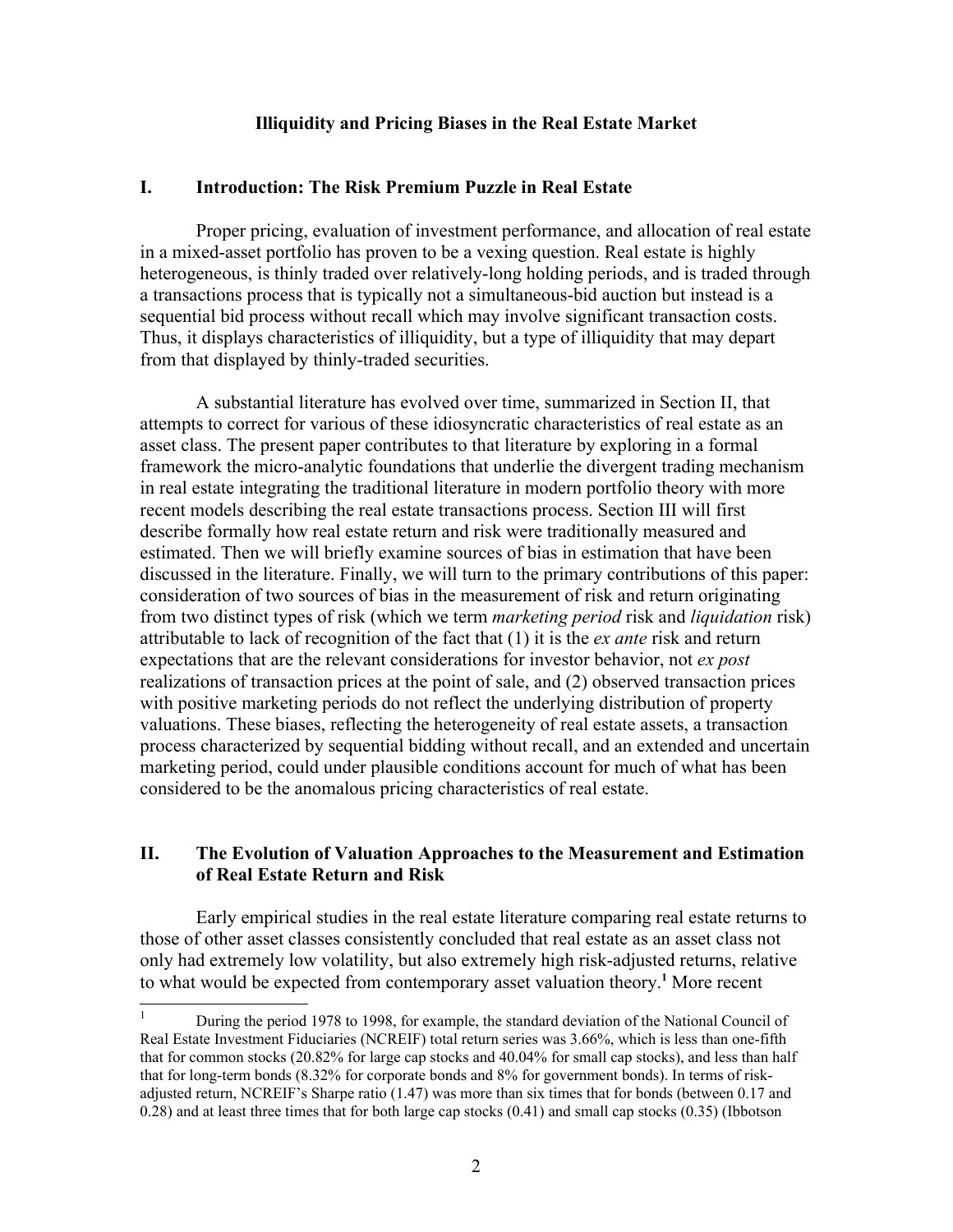**Illiquidity and Pricing Biases in the Real Estate Market**

## I. Introduction: The Risk Premium Puzzle in Real Estate

Proper pricing, evaluation of investment performance, and allocation of real estate in a mixed-asset portfolio has proven to be a vexing question. Real estate is highly heterogeneous, is thinly traded over relatively-long holding periods, and is traded through a transactions process that is typically not a simultaneous-bid auction but instead is a sequential bid process without recall which may involve significant transaction costs. Thus, it displays characteristics of illiquidity, but a type of illiquidity that may depart from that displayed by thinly-traded securities.

A substantial literature has evolved over time, summarized in Section II, that attempts to correct for various of these idiosyncratic characteristics of real estate as an asset class. The present paper contributes to that literature by exploring in a formal framework the micro-analytic foundations that underlie the divergent trading mechanism in real estate integrating the traditional literature in modern portfolio theory with more recent models describing the real estate transactions process. Section III will first describe formally how real estate return and risk were traditionally measured and estimated. Then we will briefly examine sources of bias in estimation that have been discussed in the literature. Finally, we will turn to the primary contributions of this paper: consideration of two sources of bias in the measurement of risk and return originating from two distinct types of risk (which we term *marketing period* risk and *liquidation* risk) attributable to lack of recognition of the fact that (1) it is the *ex ante* risk and return expectations that are the relevant considerations for investor behavior, not *ex post* realizations of transaction prices at the point of sale, and (2) observed transaction prices with positive marketing periods do not reflect the underlying distribution of property valuations. These biases, reflecting the heterogeneity of real estate assets, a transaction process characterized by sequential bidding without recall, and an extended and uncertain marketing period, could under plausible conditions account for much of what has been considered to be the anomalous pricing characteristics of real estate.

## II. The Evolution of Valuation Approaches to the Measurement and Estimation of Real Estate Return and Risk

Early empirical studies in the real estate literature comparing real estate returns to those of other asset classes consistently concluded that real estate as an asset class not only had extremely low volatility, but also extremely high risk-adjusted returns, relative to what would be expected from contemporary asset valuation theory.[1] More recent

---

[1] During the period 1978 to 1998, for example, the standard deviation of the National Council of Real Estate Investment Fiduciaries (NCREIF) total return series was 3.66%, which is less than one-fifth that for common stocks (20.82% for large cap stocks and 40.04% for small cap stocks), and less than half that for long-term bonds (8.32% for corporate bonds and 8% for government bonds). In terms of risk-adjusted return, NCREIF's Sharpe ratio (1.47) was more than six times that for bonds (between 0.17 and 0.28) and at least three times that for both large cap stocks (0.41) and small cap stocks (0.35) (Ibbotson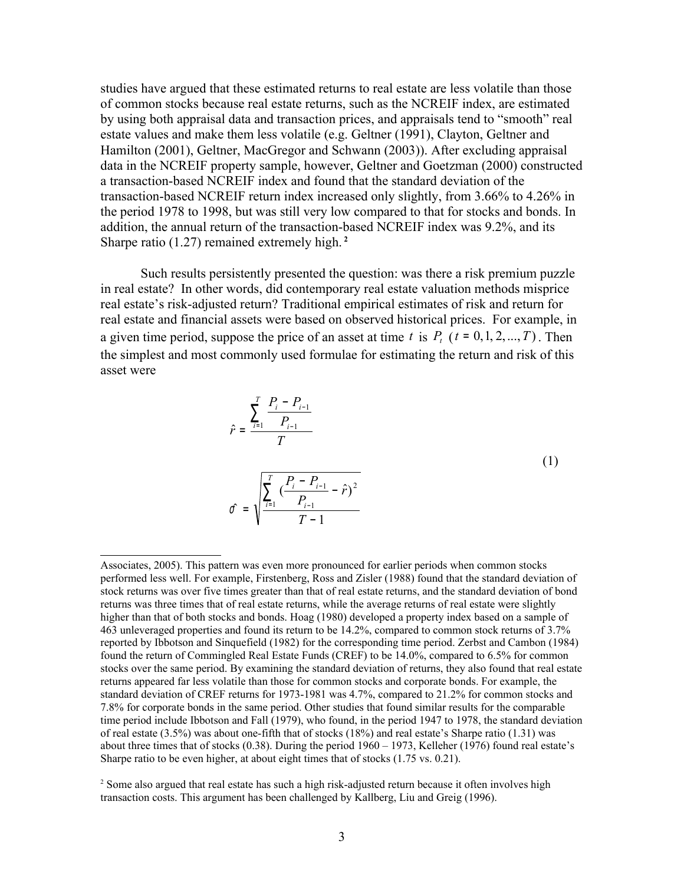studies have argued that these estimated returns to real estate are less volatile than those of common stocks because real estate returns, such as the NCREIF index, are estimated by using both appraisal data and transaction prices, and appraisals tend to "smooth" real estate values and make them less volatile (e.g. Geltner (1991), Clayton, Geltner and Hamilton (2001), Geltner, MacGregor and Schwann (2003)). After excluding appraisal data in the NCREIF property sample, however, Geltner and Goetzman (2000) constructed a transaction-based NCREIF index and found that the standard deviation of the transaction-based NCREIF return index increased only slightly, from 3.66% to 4.26% in the period 1978 to 1998, but was still very low compared to that for stocks and bonds. In addition, the annual return of the transaction-based NCREIF index was 9.2%, and its Sharpe ratio (1.27) remained extremely high.[2]

Such results persistently presented the question: was there a risk premium puzzle in real estate? In other words, did contemporary real estate valuation methods misprice real estate's risk-adjusted return? Traditional empirical estimates of risk and return for real estate and financial assets were based on observed historical prices. For example, in a given time period, suppose the price of an asset at time $t$ is $P_t$ ($t = 0, 1, 2, ..., T$). Then the simplest and most commonly used formulae for estimating the return and risk of this asset were

$$\hat{r} = \frac{\sum_{i=1}^{T} \frac{P_i - P_{i-1}}{P_{i-1}}}{T}$$

$$\hat{\sigma} = \sqrt{\frac{\sum_{i=1}^{T} \left(\frac{P_i - P_{i-1}}{P_{i-1}} - \hat{r}\right)^2}{T - 1}} \tag{1}$$

---

Associates, 2005). This pattern was even more pronounced for earlier periods when common stocks performed less well. For example, Firstenberg, Ross and Zisler (1988) found that the standard deviation of stock returns was over five times greater than that of real estate returns, and the standard deviation of bond returns was three times that of real estate returns, while the average returns of real estate were slightly higher than that of both stocks and bonds. Hoag (1980) developed a property index based on a sample of 463 unleveraged properties and found its return to be 14.2%, compared to common stock returns of 3.7% reported by Ibbotson and Sinquefield (1982) for the corresponding time period. Zerbst and Cambon (1984) found the return of Commingled Real Estate Funds (CREF) to be 14.0%, compared to 6.5% for common stocks over the same period. By examining the standard deviation of returns, they also found that real estate returns appeared far less volatile than those for common stocks and corporate bonds. For example, the standard deviation of CREF returns for 1973-1981 was 4.7%, compared to 21.2% for common stocks and 7.8% for corporate bonds in the same period. Other studies that found similar results for the comparable time period include Ibbotson and Fall (1979), who found, in the period 1947 to 1978, the standard deviation of real estate (3.5%) was about one-fifth that of stocks (18%) and real estate's Sharpe ratio (1.31) was about three times that of stocks (0.38). During the period 1960 – 1973, Kelleher (1976) found real estate's Sharpe ratio to be even higher, at about eight times that of stocks (1.75 vs. 0.21).

[2] Some also argued that real estate has such a high risk-adjusted return because it often involves high transaction costs. This argument has been challenged by Kallberg, Liu and Greig (1996).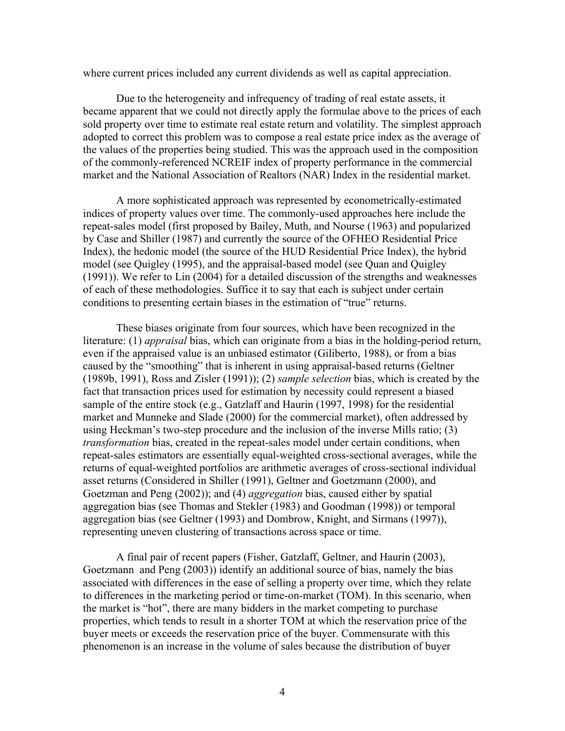where current prices included any current dividends as well as capital appreciation.

Due to the heterogeneity and infrequency of trading of real estate assets, it became apparent that we could not directly apply the formulae above to the prices of each sold property over time to estimate real estate return and volatility. The simplest approach adopted to correct this problem was to compose a real estate price index as the average of the values of the properties being studied. This was the approach used in the composition of the commonly-referenced NCREIF index of property performance in the commercial market and the National Association of Realtors (NAR) Index in the residential market.

A more sophisticated approach was represented by econometrically-estimated indices of property values over time. The commonly-used approaches here include the repeat-sales model (first proposed by Bailey, Muth, and Nourse (1963) and popularized by Case and Shiller (1987) and currently the source of the OFHEO Residential Price Index), the hedonic model (the source of the HUD Residential Price Index), the hybrid model (see Quigley (1995), and the appraisal-based model (see Quan and Quigley (1991)). We refer to Lin (2004) for a detailed discussion of the strengths and weaknesses of each of these methodologies. Suffice it to say that each is subject under certain conditions to presenting certain biases in the estimation of "true" returns.

These biases originate from four sources, which have been recognized in the literature: (1) *appraisal* bias, which can originate from a bias in the holding-period return, even if the appraised value is an unbiased estimator (Giliberto, 1988), or from a bias caused by the "smoothing" that is inherent in using appraisal-based returns (Geltner (1989b, 1991), Ross and Zisler (1991)); (2) *sample selection* bias, which is created by the fact that transaction prices used for estimation by necessity could represent a biased sample of the entire stock (e.g., Gatzlaff and Haurin (1997, 1998) for the residential market and Munneke and Slade (2000) for the commercial market), often addressed by using Heckman's two-step procedure and the inclusion of the inverse Mills ratio; (3) *transformation* bias, created in the repeat-sales model under certain conditions, when repeat-sales estimators are essentially equal-weighted cross-sectional averages, while the returns of equal-weighted portfolios are arithmetic averages of cross-sectional individual asset returns (Considered in Shiller (1991), Geltner and Goetzmann (2000), and Goetzman and Peng (2002)); and (4) *aggregation* bias, caused either by spatial aggregation bias (see Thomas and Stekler (1983) and Goodman (1998)) or temporal aggregation bias (see Geltner (1993) and Dombrow, Knight, and Sirmans (1997)), representing uneven clustering of transactions across space or time.

A final pair of recent papers (Fisher, Gatzlaff, Geltner, and Haurin (2003), Goetzmann and Peng (2003)) identify an additional source of bias, namely the bias associated with differences in the ease of selling a property over time, which they relate to differences in the marketing period or time-on-market (TOM). In this scenario, when the market is "hot", there are many bidders in the market competing to purchase properties, which tends to result in a shorter TOM at which the reservation price of the buyer meets or exceeds the reservation price of the buyer. Commensurate with this phenomenon is an increase in the volume of sales because the distribution of buyer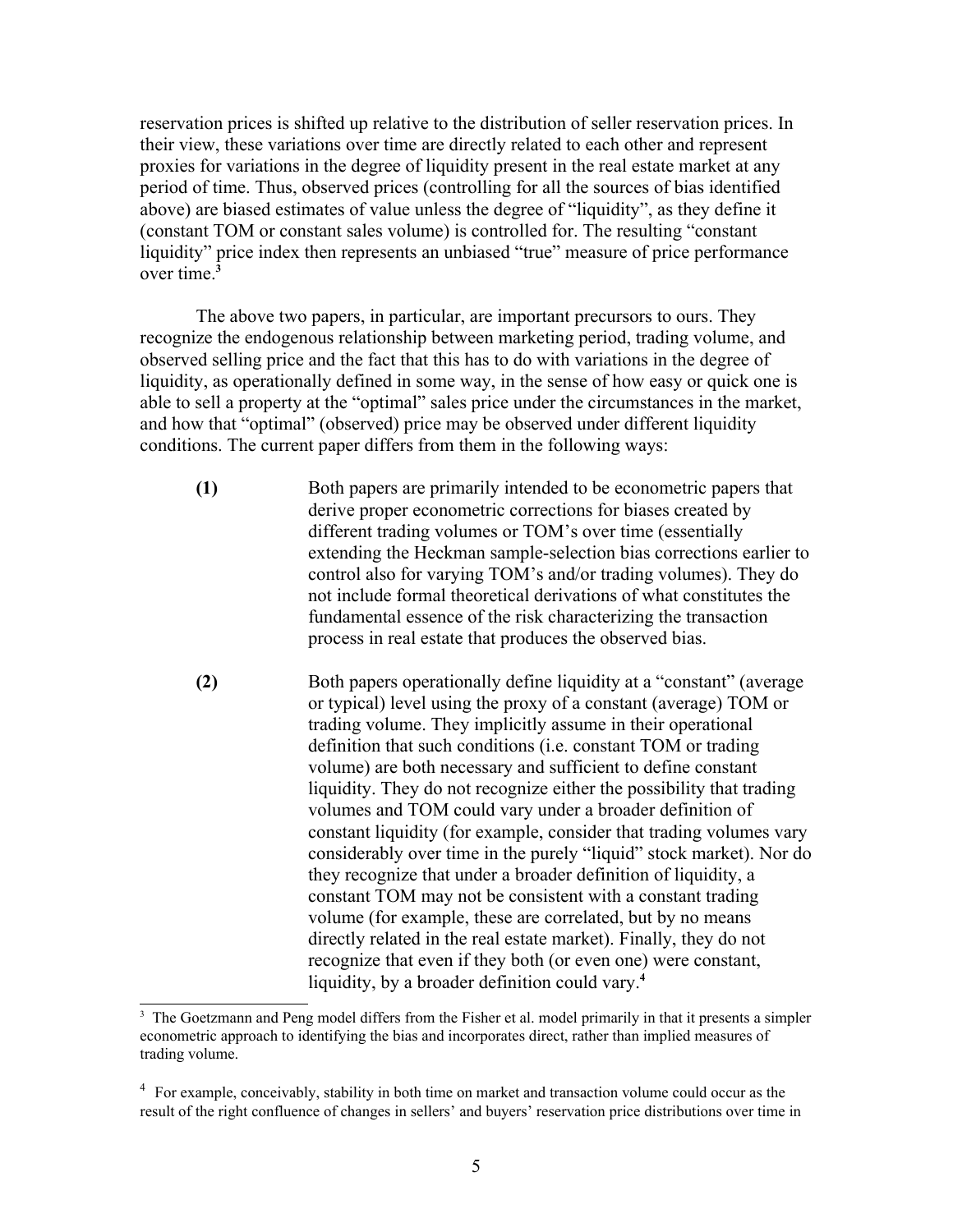reservation prices is shifted up relative to the distribution of seller reservation prices. In their view, these variations over time are directly related to each other and represent proxies for variations in the degree of liquidity present in the real estate market at any period of time. Thus, observed prices (controlling for all the sources of bias identified above) are biased estimates of value unless the degree of "liquidity", as they define it (constant TOM or constant sales volume) is controlled for. The resulting "constant liquidity" price index then represents an unbiased "true" measure of price performance over time.[3]

The above two papers, in particular, are important precursors to ours. They recognize the endogenous relationship between marketing period, trading volume, and observed selling price and the fact that this has to do with variations in the degree of liquidity, as operationally defined in some way, in the sense of how easy or quick one is able to sell a property at the "optimal" sales price under the circumstances in the market, and how that "optimal" (observed) price may be observed under different liquidity conditions. The current paper differs from them in the following ways:

**(1)** Both papers are primarily intended to be econometric papers that derive proper econometric corrections for biases created by different trading volumes or TOM's over time (essentially extending the Heckman sample-selection bias corrections earlier to control also for varying TOM's and/or trading volumes). They do not include formal theoretical derivations of what constitutes the fundamental essence of the risk characterizing the transaction process in real estate that produces the observed bias.

**(2)** Both papers operationally define liquidity at a "constant" (average or typical) level using the proxy of a constant (average) TOM or trading volume. They implicitly assume in their operational definition that such conditions (i.e. constant TOM or trading volume) are both necessary and sufficient to define constant liquidity. They do not recognize either the possibility that trading volumes and TOM could vary under a broader definition of constant liquidity (for example, consider that trading volumes vary considerably over time in the purely "liquid" stock market). Nor do they recognize that under a broader definition of liquidity, a constant TOM may not be consistent with a constant trading volume (for example, these are correlated, but by no means directly related in the real estate market). Finally, they do not recognize that even if they both (or even one) were constant, liquidity, by a broader definition could vary.[4]

---

[3] The Goetzmann and Peng model differs from the Fisher et al. model primarily in that it presents a simpler econometric approach to identifying the bias and incorporates direct, rather than implied measures of trading volume.

[4] For example, conceivably, stability in both time on market and transaction volume could occur as the result of the right confluence of changes in sellers' and buyers' reservation price distributions over time in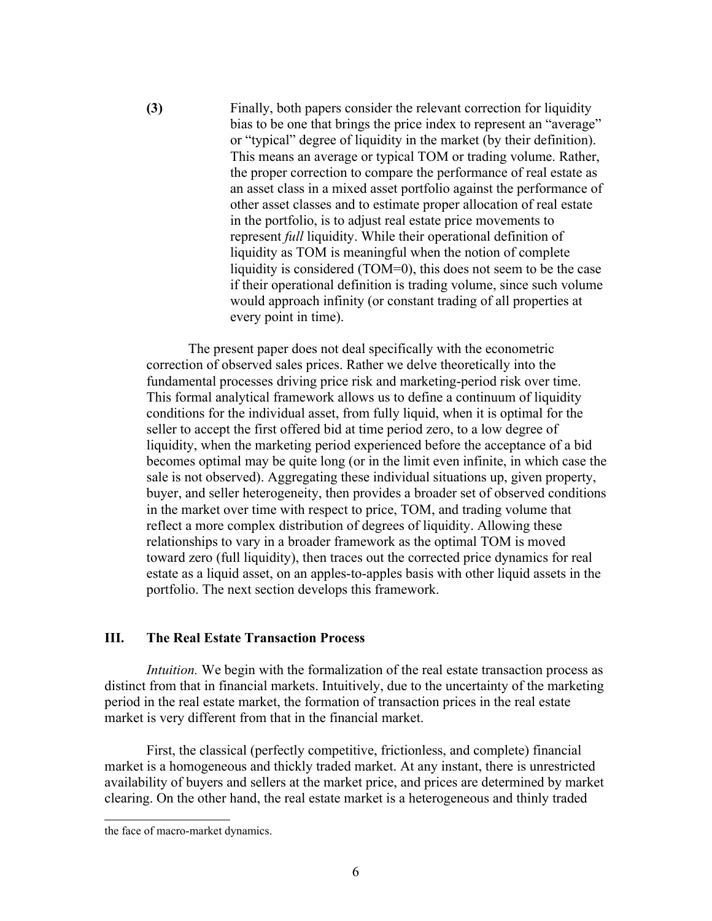**(3)** Finally, both papers consider the relevant correction for liquidity bias to be one that brings the price index to represent an "average" or "typical" degree of liquidity in the market (by their definition). This means an average or typical TOM or trading volume. Rather, the proper correction to compare the performance of real estate as an asset class in a mixed asset portfolio against the performance of other asset classes and to estimate proper allocation of real estate in the portfolio, is to adjust real estate price movements to represent *full* liquidity. While their operational definition of liquidity as TOM is meaningful when the notion of complete liquidity is considered (TOM=0), this does not seem to be the case if their operational definition is trading volume, since such volume would approach infinity (or constant trading of all properties at every point in time).

The present paper does not deal specifically with the econometric correction of observed sales prices. Rather we delve theoretically into the fundamental processes driving price risk and marketing-period risk over time. This formal analytical framework allows us to define a continuum of liquidity conditions for the individual asset, from fully liquid, when it is optimal for the seller to accept the first offered bid at time period zero, to a low degree of liquidity, when the marketing period experienced before the acceptance of a bid becomes optimal may be quite long (or in the limit even infinite, in which case the sale is not observed). Aggregating these individual situations up, given property, buyer, and seller heterogeneity, then provides a broader set of observed conditions in the market over time with respect to price, TOM, and trading volume that reflect a more complex distribution of degrees of liquidity. Allowing these relationships to vary in a broader framework as the optimal TOM is moved toward zero (full liquidity), then traces out the corrected price dynamics for real estate as a liquid asset, on an apples-to-apples basis with other liquid assets in the portfolio. The next section develops this framework.

## III. The Real Estate Transaction Process

*Intuition.* We begin with the formalization of the real estate transaction process as distinct from that in financial markets. Intuitively, due to the uncertainty of the marketing period in the real estate market, the formation of transaction prices in the real estate market is very different from that in the financial market.

First, the classical (perfectly competitive, frictionless, and complete) financial market is a homogeneous and thickly traded market. At any instant, there is unrestricted availability of buyers and sellers at the market price, and prices are determined by market clearing. On the other hand, the real estate market is a heterogeneous and thinly traded

the face of macro-market dynamics.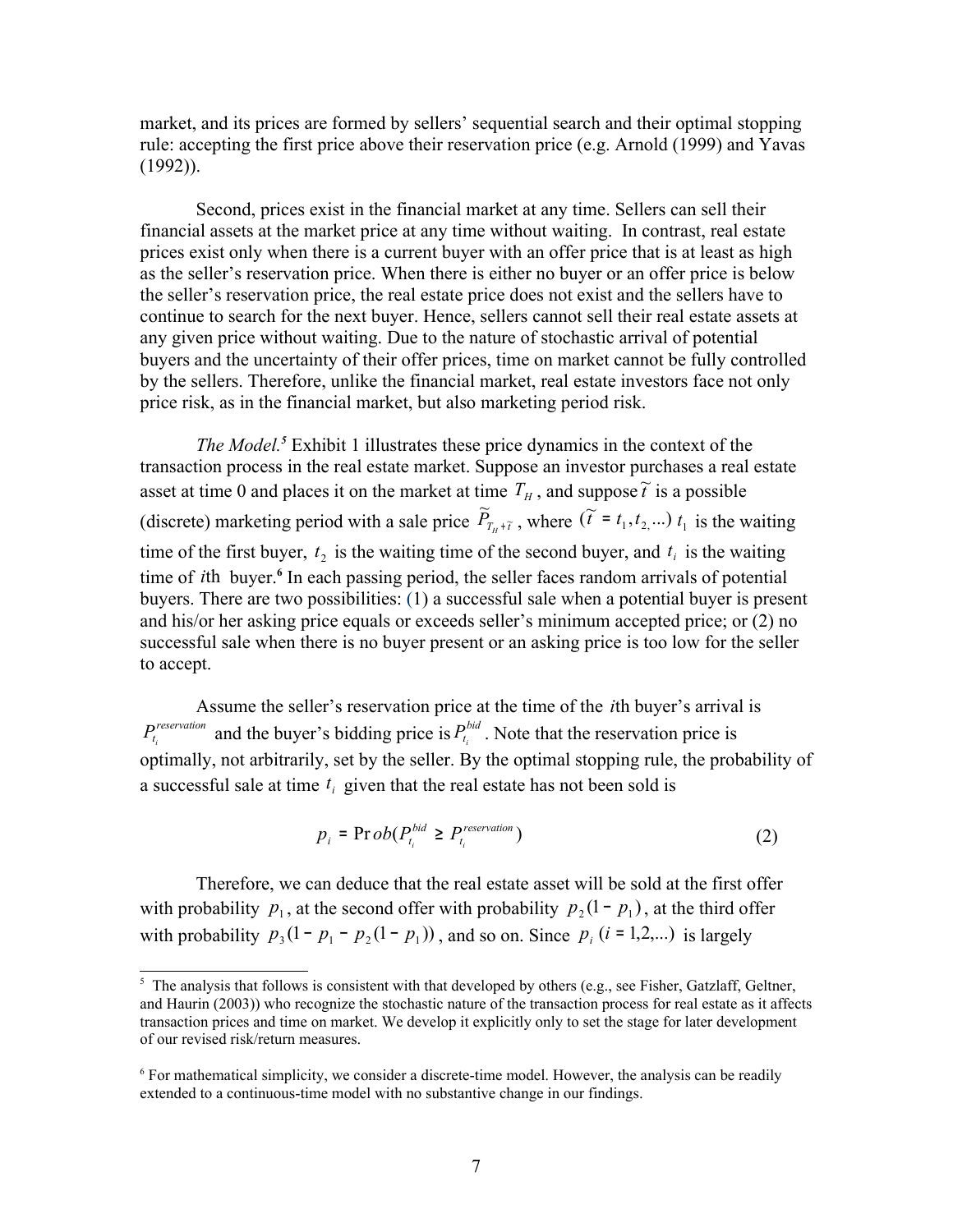market, and its prices are formed by sellers' sequential search and their optimal stopping rule: accepting the first price above their reservation price (e.g. Arnold (1999) and Yavas (1992)).

Second, prices exist in the financial market at any time. Sellers can sell their financial assets at the market price at any time without waiting. In contrast, real estate prices exist only when there is a current buyer with an offer price that is at least as high as the seller's reservation price. When there is either no buyer or an offer price is below the seller's reservation price, the real estate price does not exist and the sellers have to continue to search for the next buyer. Hence, sellers cannot sell their real estate assets at any given price without waiting. Due to the nature of stochastic arrival of potential buyers and the uncertainty of their offer prices, time on market cannot be fully controlled by the sellers. Therefore, unlike the financial market, real estate investors face not only price risk, as in the financial market, but also marketing period risk.

*The Model.*[5] Exhibit 1 illustrates these price dynamics in the context of the transaction process in the real estate market. Suppose an investor purchases a real estate asset at time 0 and places it on the market at time $T_H$, and suppose $\widetilde{t}$ is a possible (discrete) marketing period with a sale price $\widetilde{P}_{T_H+\widetilde{t}}$, where $(\widetilde{t} = t_1, t_2, ...)$ $t_1$ is the waiting time of the first buyer, $t_2$ is the waiting time of the second buyer, and $t_i$ is the waiting time of *i*th buyer.[6] In each passing period, the seller faces random arrivals of potential buyers. There are two possibilities: (1) a successful sale when a potential buyer is present and his/her asking price equals or exceeds seller's minimum accepted price; or (2) no successful sale when there is no buyer present or an asking price is too low for the seller to accept.

Assume the seller's reservation price at the time of the *i*th buyer's arrival is $P_{t_i}^{reservation}$ and the buyer's bidding price is $P_{t_i}^{bid}$. Note that the reservation price is optimally, not arbitrarily, set by the seller. By the optimal stopping rule, the probability of a successful sale at time $t_i$ given that the real estate has not been sold is

$$p_i = \Pr ob(P_{t_i}^{bid} \geq P_{t_i}^{reservation}) \tag{2}$$

Therefore, we can deduce that the real estate asset will be sold at the first offer with probability $p_1$, at the second offer with probability $p_2(1 - p_1)$, at the third offer with probability $p_3(1 - p_1 - p_2(1 - p_1))$, and so on. Since $p_i$ $(i = 1,2,...)$ is largely

---

[5] The analysis that follows is consistent with that developed by others (e.g., see Fisher, Gatzlaff, Geltner, and Haurin (2003)) who recognize the stochastic nature of the transaction process for real estate as it affects transaction prices and time on market. We develop it explicitly only to set the stage for later development of our revised risk/return measures.

[6] For mathematical simplicity, we consider a discrete-time model. However, the analysis can be readily extended to a continuous-time model with no substantive change in our findings.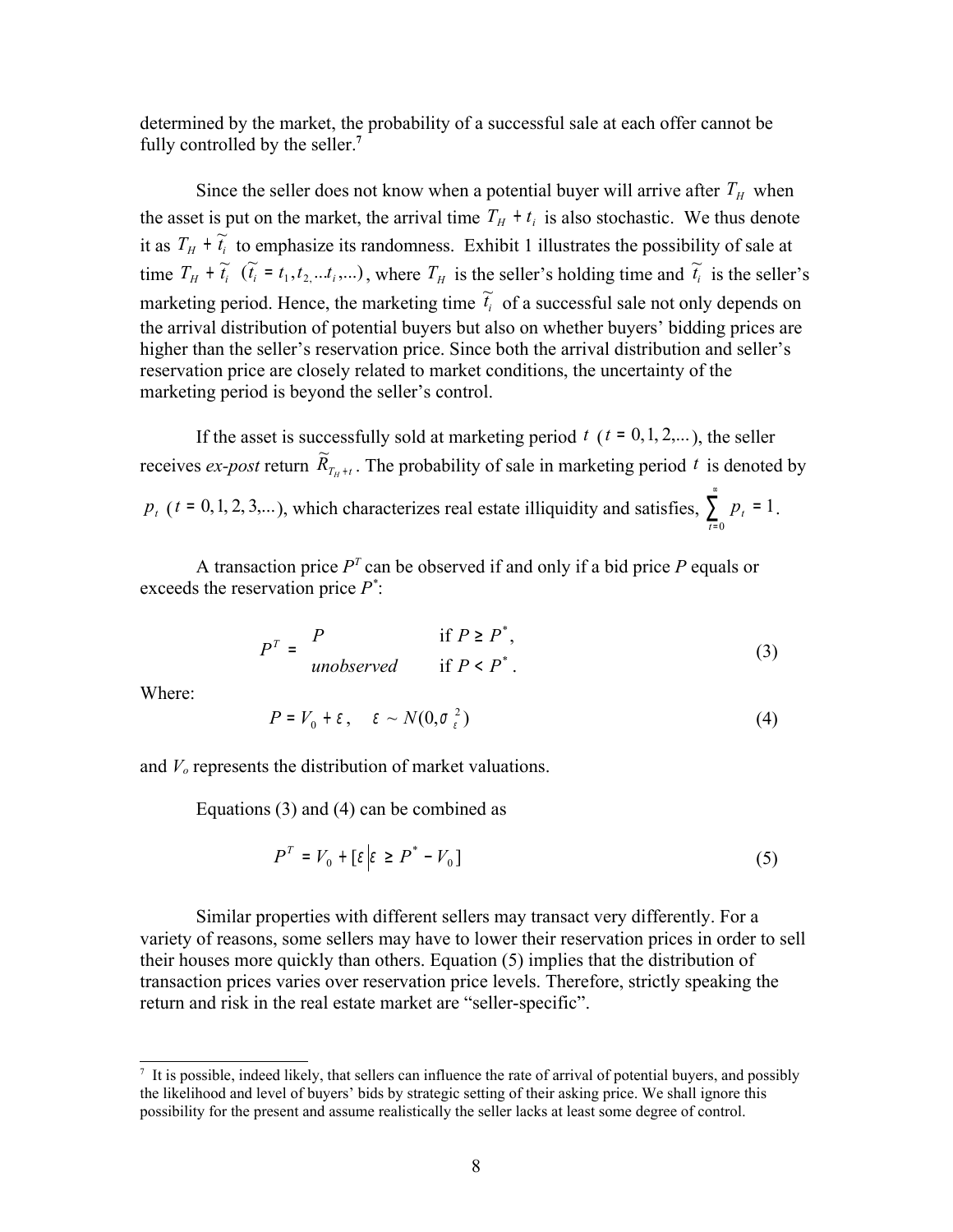determined by the market, the probability of a successful sale at each offer cannot be fully controlled by the seller.[7]

Since the seller does not know when a potential buyer will arrive after $T_H$ when the asset is put on the market, the arrival time $T_H + t_i$ is also stochastic. We thus denote it as $T_H + \widetilde{t}_i$ to emphasize its randomness. Exhibit 1 illustrates the possibility of sale at time $T_H + \widetilde{t}_i$ ($\widetilde{t}_i = t_1, t_{2,} ... t_i, ...$), where $T_H$ is the seller's holding time and $\widetilde{t}_i$ is the seller's marketing period. Hence, the marketing time $\widetilde{t}_i$ of a successful sale not only depends on the arrival distribution of potential buyers but also on whether buyers' bidding prices are higher than the seller's reservation price. Since both the arrival distribution and seller's reservation price are closely related to market conditions, the uncertainty of the marketing period is beyond the seller's control.

If the asset is successfully sold at marketing period $t$ ($t = 0, 1, 2, ...$), the seller receives *ex-post* return $\widetilde{R}_{T_H + t}$. The probability of sale in marketing period $t$ is denoted by $p_t$ ($t = 0, 1, 2, 3, ...$), which characterizes real estate illiquidity and satisfies, $\sum_{t=0}^{\infty} p_t = 1$.

A transaction price $P^T$ can be observed if and only if a bid price $P$ equals or exceeds the reservation price $P^*$:

$$P^T = \begin{cases} P & \text{if } P \geq P^*, \\ \textit{unobserved} & \text{if } P < P^*. \end{cases} \tag{3}$$

Where:

$$P = V_0 + \varepsilon, \quad \varepsilon \sim N(0, \sigma_\varepsilon^2) \tag{4}$$

and $V_o$ represents the distribution of market valuations.

Equations (3) and (4) can be combined as

$$P^T = V_0 + [\varepsilon \,|\, \varepsilon \geq P^* - V_0] \tag{5}$$

Similar properties with different sellers may transact very differently. For a variety of reasons, some sellers may have to lower their reservation prices in order to sell their houses more quickly than others. Equation (5) implies that the distribution of transaction prices varies over reservation price levels. Therefore, strictly speaking the return and risk in the real estate market are "seller-specific".

---

[7] It is possible, indeed likely, that sellers can influence the rate of arrival of potential buyers, and possibly the likelihood and level of buyers' bids by strategic setting of their asking price. We shall ignore this possibility for the present and assume realistically the seller lacks at least some degree of control.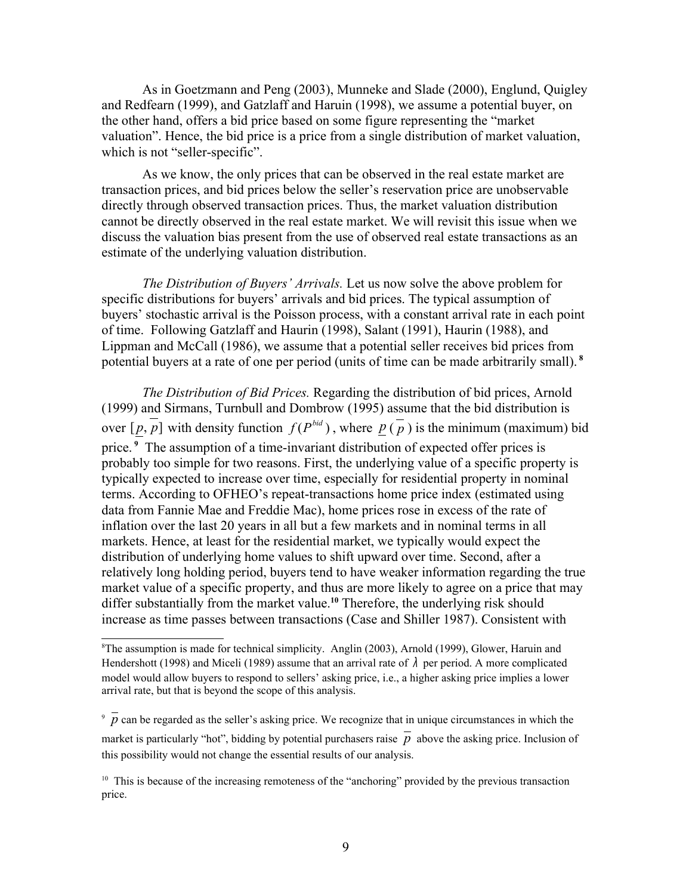As in Goetzmann and Peng (2003), Munneke and Slade (2000), Englund, Quigley and Redfearn (1999), and Gatzlaff and Haruin (1998), we assume a potential buyer, on the other hand, offers a bid price based on some figure representing the "market valuation". Hence, the bid price is a price from a single distribution of market valuation, which is not "seller-specific".

As we know, the only prices that can be observed in the real estate market are transaction prices, and bid prices below the seller's reservation price are unobservable directly through observed transaction prices. Thus, the market valuation distribution cannot be directly observed in the real estate market. We will revisit this issue when we discuss the valuation bias present from the use of observed real estate transactions as an estimate of the underlying valuation distribution.

*The Distribution of Buyers' Arrivals.* Let us now solve the above problem for specific distributions for buyers' arrivals and bid prices. The typical assumption of buyers' stochastic arrival is the Poisson process, with a constant arrival rate in each point of time. Following Gatzlaff and Haurin (1998), Salant (1991), Haurin (1988), and Lippman and McCall (1986), we assume that a potential seller receives bid prices from potential buyers at a rate of one per period (units of time can be made arbitrarily small).[8]

*The Distribution of Bid Prices.* Regarding the distribution of bid prices, Arnold (1999) and Sirmans, Turnbull and Dombrow (1995) assume that the bid distribution is over $[\underline{p}, \overline{p}]$ with density function $f(P^{bid})$, where $\underline{p}$ ($\overline{p}$) is the minimum (maximum) bid price.[9] The assumption of a time-invariant distribution of expected offer prices is probably too simple for two reasons. First, the underlying value of a specific property is typically expected to increase over time, especially for residential property in nominal terms. According to OFHEO's repeat-transactions home price index (estimated using data from Fannie Mae and Freddie Mac), home prices rose in excess of the rate of inflation over the last 20 years in all but a few markets and in nominal terms in all markets. Hence, at least for the residential market, we typically would expect the distribution of underlying home values to shift upward over time. Second, after a relatively long holding period, buyers tend to have weaker information regarding the true market value of a specific property, and thus are more likely to agree on a price that may differ substantially from the market value.[10] Therefore, the underlying risk should increase as time passes between transactions (Case and Shiller 1987). Consistent with

---

[8] The assumption is made for technical simplicity. Anglin (2003), Arnold (1999), Glower, Haruin and Hendershott (1998) and Miceli (1989) assume that an arrival rate of $\lambda$ per period. A more complicated model would allow buyers to respond to sellers' asking price, i.e., a higher asking price implies a lower arrival rate, but that is beyond the scope of this analysis.

[9] $\overline{p}$ can be regarded as the seller's asking price. We recognize that in unique circumstances in which the market is particularly "hot", bidding by potential purchasers raise $\overline{p}$ above the asking price. Inclusion of this possibility would not change the essential results of our analysis.

[10] This is because of the increasing remoteness of the "anchoring" provided by the previous transaction price.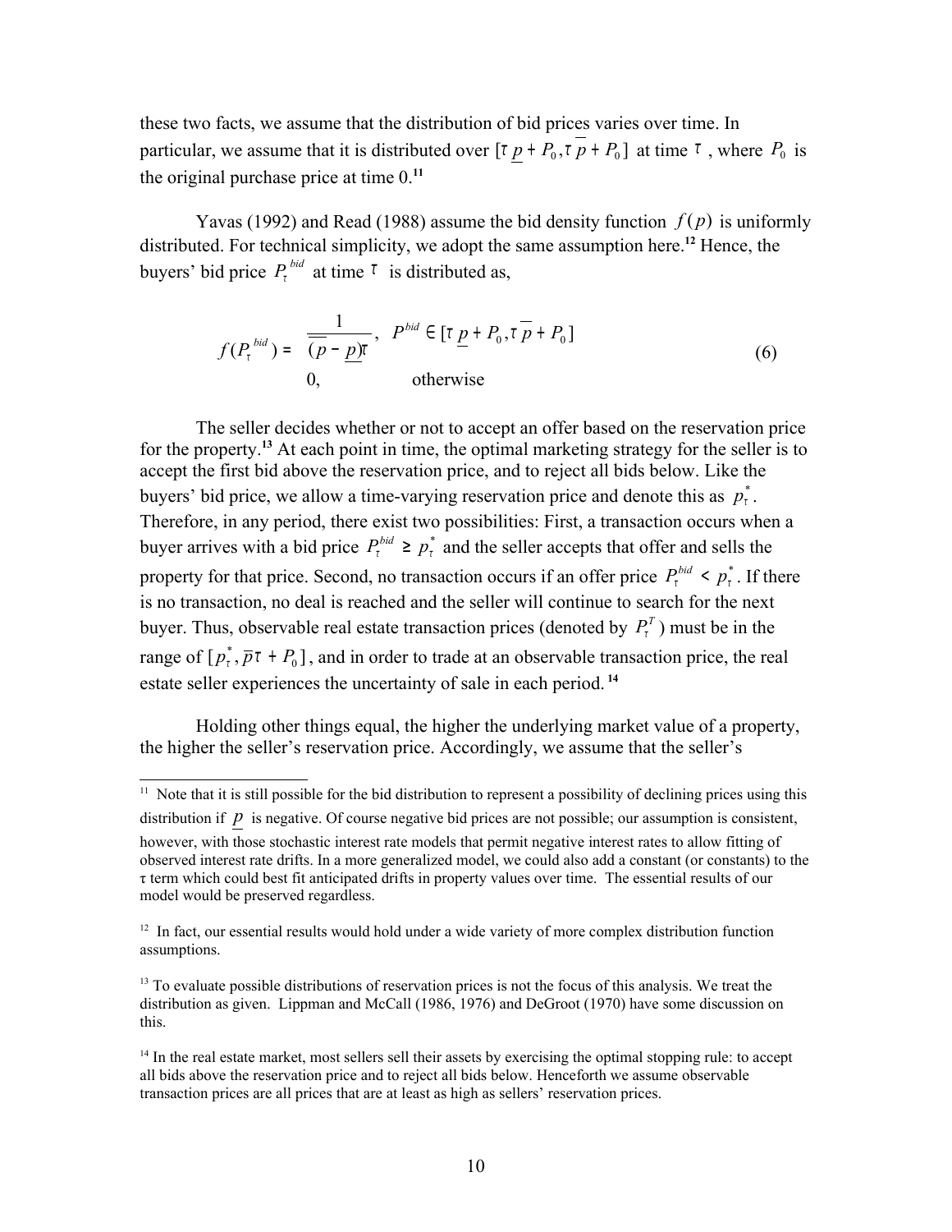these two facts, we assume that the distribution of bid prices varies over time. In particular, we assume that it is distributed over $[\tau \underline{p} + P_0, \tau \overline{p} + P_0]$ at time $\tau$, where $P_0$ is the original purchase price at time 0.[11]

Yavas (1992) and Read (1988) assume the bid density function $f(p)$ is uniformly distributed. For technical simplicity, we adopt the same assumption here.[12] Hence, the buyers' bid price $P_\tau^{bid}$ at time $\tau$ is distributed as,

$$
f(P_\tau^{bid}) = \begin{cases} \dfrac{1}{(\overline{p} - \underline{p})\tau}, & P^{bid} \in [\tau \underline{p} + P_0, \tau \overline{p} + P_0] \\ 0, & \text{otherwise} \end{cases} \tag{6}
$$

The seller decides whether or not to accept an offer based on the reservation price for the property.[13] At each point in time, the optimal marketing strategy for the seller is to accept the first bid above the reservation price, and to reject all bids below. Like the buyers' bid price, we allow a time-varying reservation price and denote this as $p_\tau^*$. Therefore, in any period, there exist two possibilities: First, a transaction occurs when a buyer arrives with a bid price $P_\tau^{bid} \geq p_\tau^*$ and the seller accepts that offer and sells the property for that price. Second, no transaction occurs if an offer price $P_\tau^{bid} < p_\tau^*$. If there is no transaction, no deal is reached and the seller will continue to search for the next buyer. Thus, observable real estate transaction prices (denoted by $P_\tau^T$) must be in the range of $[p_\tau^*, \overline{p}\tau + P_0]$, and in order to trade at an observable transaction price, the real estate seller experiences the uncertainty of sale in each period.[14]

Holding other things equal, the higher the underlying market value of a property, the higher the seller's reservation price. Accordingly, we assume that the seller's

---

[11] Note that it is still possible for the bid distribution to represent a possibility of declining prices using this distribution if $\underline{p}$ is negative. Of course negative bid prices are not possible; our assumption is consistent, however, with those stochastic interest rate models that permit negative interest rates to allow fitting of observed interest rate drifts. In a more generalized model, we could also add a constant (or constants) to the $\tau$ term which could best fit anticipated drifts in property values over time. The essential results of our model would be preserved regardless.

[12] In fact, our essential results would hold under a wide variety of more complex distribution function assumptions.

[13] To evaluate possible distributions of reservation prices is not the focus of this analysis. We treat the distribution as given. Lippman and McCall (1986, 1976) and DeGroot (1970) have some discussion on this.

[14] In the real estate market, most sellers sell their assets by exercising the optimal stopping rule: to accept all bids above the reservation price and to reject all bids below. Henceforth we assume observable transaction prices are all prices that are at least as high as sellers' reservation prices.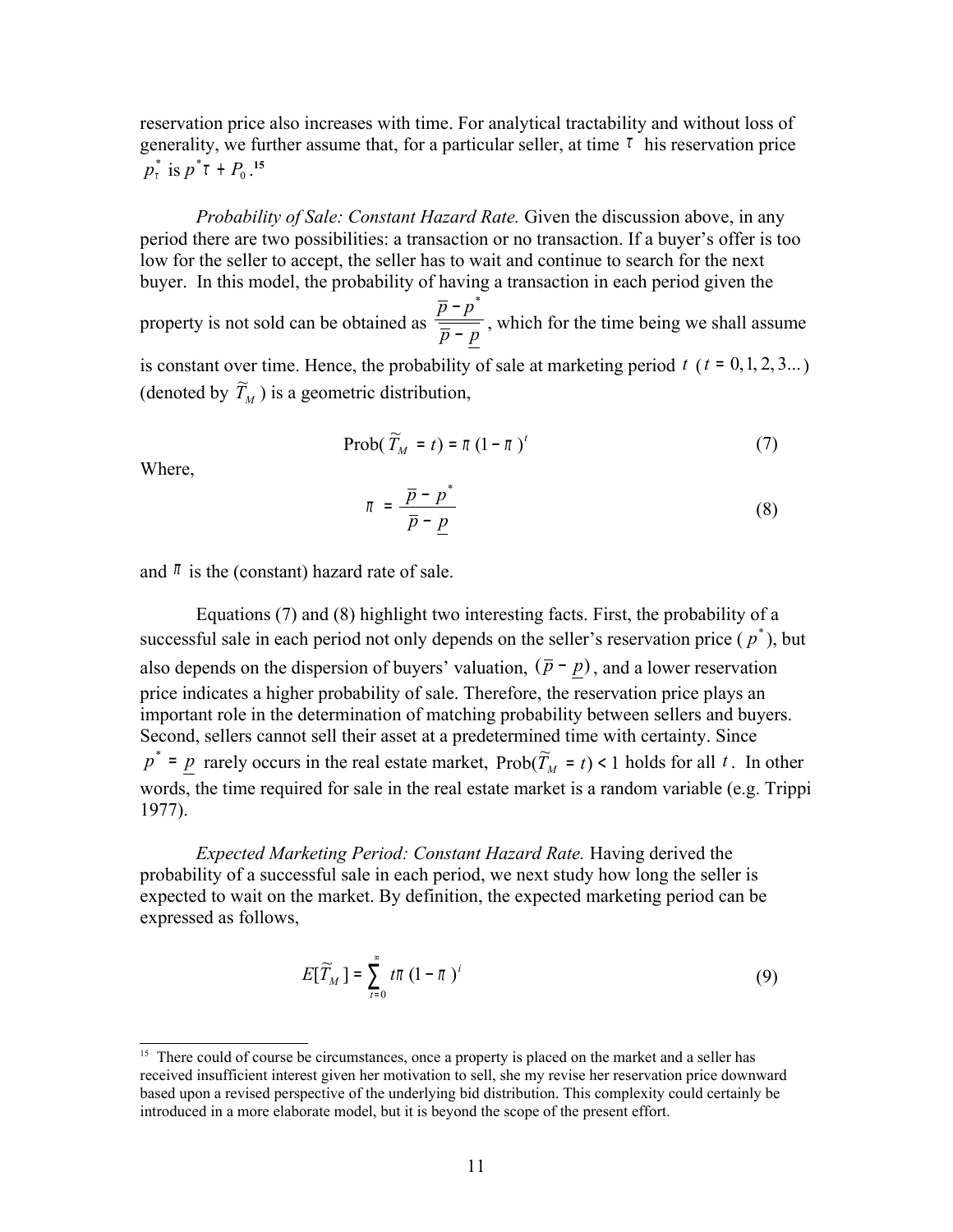reservation price also increases with time. For analytical tractability and without loss of generality, we further assume that, for a particular seller, at time $\tau$ his reservation price $p_{\tau}^{*}$ is $p^{*}\tau + P_0$.[15]

*Probability of Sale: Constant Hazard Rate.* Given the discussion above, in any period there are two possibilities: a transaction or no transaction. If a buyer's offer is too low for the seller to accept, the seller has to wait and continue to search for the next buyer. In this model, the probability of having a transaction in each period given the property is not sold can be obtained as $\frac{\overline{p} - p^{*}}{\overline{p} - \underline{p}}$, which for the time being we shall assume is constant over time. Hence, the probability of sale at marketing period $t$ ($t = 0, 1, 2, 3...$) (denoted by $\widetilde{T}_M$) is a geometric distribution,

$$\text{Prob}(\widetilde{T}_M = t) = \pi (1 - \pi)^t \tag{7}$$

Where,

$$\pi = \frac{\overline{p} - p^{*}}{\overline{p} - \underline{p}} \tag{8}$$

and $\pi$ is the (constant) hazard rate of sale.

Equations (7) and (8) highlight two interesting facts. First, the probability of a successful sale in each period not only depends on the seller's reservation price ($p^{*}$), but also depends on the dispersion of buyers' valuation, $(\overline{p} - \underline{p})$, and a lower reservation price indicates a higher probability of sale. Therefore, the reservation price plays an important role in the determination of matching probability between sellers and buyers. Second, sellers cannot sell their asset at a predetermined time with certainty. Since $p^{*} = \underline{p}$ rarely occurs in the real estate market, $\text{Prob}(\widetilde{T}_M = t) < 1$ holds for all $t$. In other words, the time required for sale in the real estate market is a random variable (e.g. Trippi 1977).

*Expected Marketing Period: Constant Hazard Rate.* Having derived the probability of a successful sale in each period, we next study how long the seller is expected to wait on the market. By definition, the expected marketing period can be expressed as follows,

$$E[\widetilde{T}_M] = \sum_{t=0}^{\infty} t\pi (1 - \pi)^i \tag{9}$$

---

[15] There could of course be circumstances, once a property is placed on the market and a seller has received insufficient interest given her motivation to sell, she my revise her reservation price downward based upon a revised perspective of the underlying bid distribution. This complexity could certainly be introduced in a more elaborate model, but it is beyond the scope of the present effort.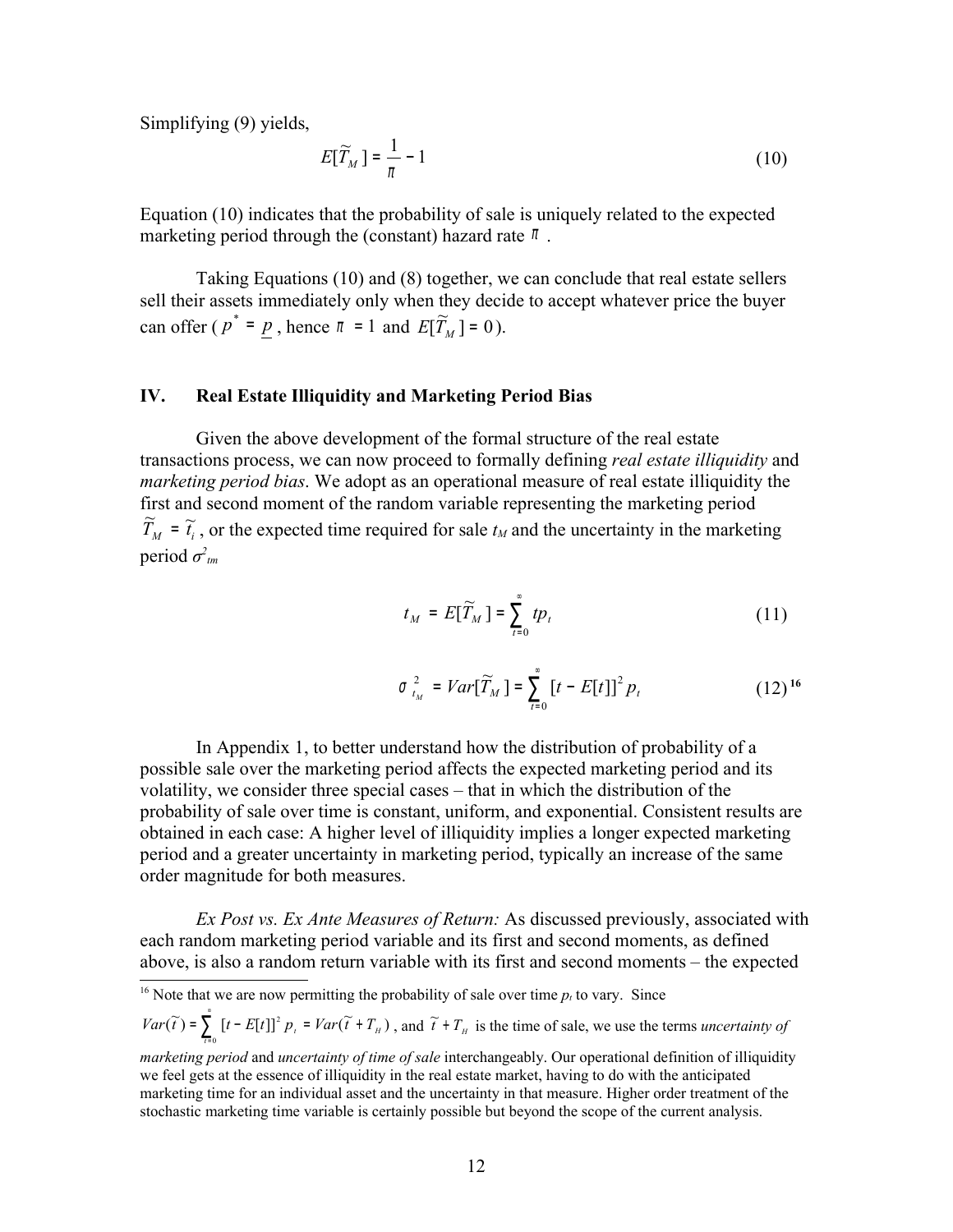Simplifying (9) yields,

$$E[\tilde{T}_M] = \frac{1}{\pi} - 1 \tag{10}$$

Equation (10) indicates that the probability of sale is uniquely related to the expected marketing period through the (constant) hazard rate $\pi$ .

Taking Equations (10) and (8) together, we can conclude that real estate sellers sell their assets immediately only when they decide to accept whatever price the buyer can offer ( $p^* = \underline{p}$ , hence $\pi = 1$ and $E[\tilde{T}_M] = 0$ ).

## IV. Real Estate Illiquidity and Marketing Period Bias

Given the above development of the formal structure of the real estate transactions process, we can now proceed to formally defining *real estate illiquidity* and *marketing period bias*. We adopt as an operational measure of real estate illiquidity the first and second moment of the random variable representing the marketing period $\tilde{T}_M = \tilde{t}_i$ , or the expected time required for sale $t_M$ and the uncertainty in the marketing period $\sigma^2_{tm}$

$$t_M = E[\tilde{T}_M] = \sum_{t=0}^{\infty} t p_t \tag{11}$$

$$\sigma^2_{t_M} = Var[\tilde{T}_M] = \sum_{t=0}^{\infty} [t - E[t]]^2 p_t \tag{12}$$ [16]

In Appendix 1, to better understand how the distribution of probability of a possible sale over the marketing period affects the expected marketing period and its volatility, we consider three special cases – that in which the distribution of the probability of sale over time is constant, uniform, and exponential. Consistent results are obtained in each case: A higher level of illiquidity implies a longer expected marketing period and a greater uncertainty in marketing period, typically an increase of the same order magnitude for both measures.

*Ex Post vs. Ex Ante Measures of Return:* As discussed previously, associated with each random marketing period variable and its first and second moments, as defined above, is also a random return variable with its first and second moments – the expected

---

[16] Note that we are now permitting the probability of sale over time $p_t$ to vary. Since $Var(\tilde{t}) = \sum_{t=0}^{\infty} [t - E[t]]^2 p_t = Var(\tilde{t} + T_H)$ , and $\tilde{t} + T_H$ is the time of sale, we use the terms *uncertainty of marketing period* and *uncertainty of time of sale* interchangeably. Our operational definition of illiquidity we feel gets at the essence of illiquidity in the real estate market, having to do with the anticipated marketing time for an individual asset and the uncertainty in that measure. Higher order treatment of the stochastic marketing time variable is certainly possible but beyond the scope of the current analysis.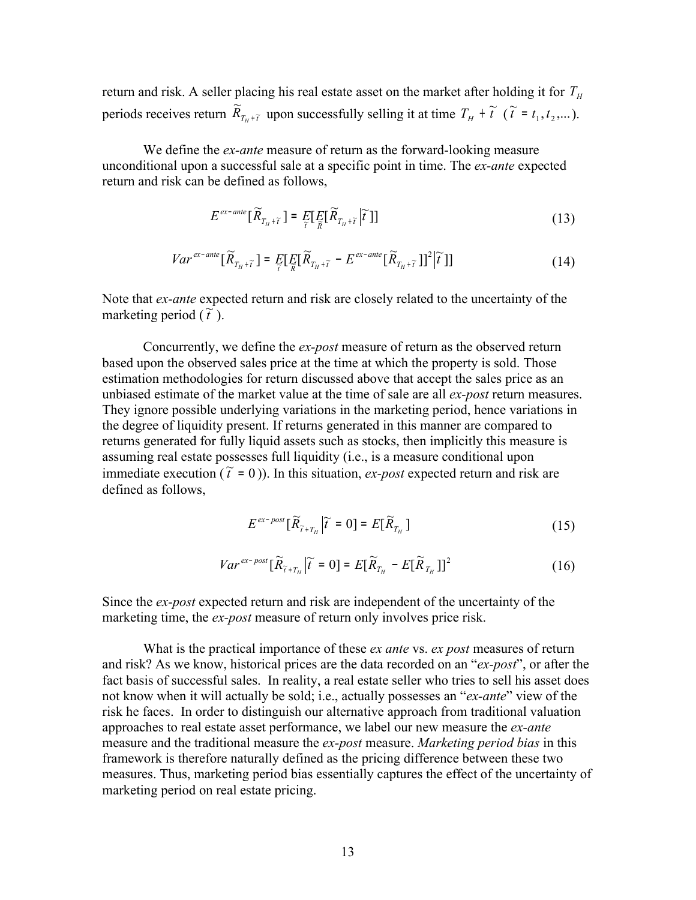return and risk. A seller placing his real estate asset on the market after holding it for $T_H$ periods receives return $\widetilde{R}_{T_H+\widetilde{t}}$ upon successfully selling it at time $T_H + \widetilde{t}$ ($\widetilde{t} = t_1, t_2, \ldots$).

We define the *ex-ante* measure of return as the forward-looking measure unconditional upon a successful sale at a specific point in time. The *ex-ante* expected return and risk can be defined as follows,

$$E^{ex-ante}[\widetilde{R}_{T_H+\widetilde{t}}] = \underset{\widetilde{t}}{E}[\underset{\widetilde{R}}{E}[\widetilde{R}_{T_H+\widetilde{t}} \,|\, \widetilde{t}\,]] \tag{13}$$

$$Var^{ex-ante}[\widetilde{R}_{T_H+\widetilde{t}}] = \underset{\widetilde{t}}{E}[\underset{\widetilde{R}}{E}[\widetilde{R}_{T_H+\widetilde{t}} - E^{ex-ante}[\widetilde{R}_{T_H+\widetilde{t}}]]^2 \,|\, \widetilde{t}\,]] \tag{14}$$

Note that *ex-ante* expected return and risk are closely related to the uncertainty of the marketing period ($\widetilde{t}$).

Concurrently, we define the *ex-post* measure of return as the observed return based upon the observed sales price at the time at which the property is sold. Those estimation methodologies for return discussed above that accept the sales price as an unbiased estimate of the market value at the time of sale are all *ex-post* return measures. They ignore possible underlying variations in the marketing period, hence variations in the degree of liquidity present. If returns generated in this manner are compared to returns generated for fully liquid assets such as stocks, then implicitly this measure is assuming real estate possesses full liquidity (i.e., is a measure conditional upon immediate execution ($\widetilde{t} = 0$)). In this situation, *ex-post* expected return and risk are defined as follows,

$$E^{ex-post}[\widetilde{R}_{\widetilde{t}+T_H} \,|\, \widetilde{t} = 0] = E[\widetilde{R}_{T_H}] \tag{15}$$

$$Var^{ex-post}[\widetilde{R}_{\widetilde{t}+T_H} \,|\, \widetilde{t} = 0] = E[\widetilde{R}_{T_H} - E[\widetilde{R}_{T_H}]]^2 \tag{16}$$

Since the *ex-post* expected return and risk are independent of the uncertainty of the marketing time, the *ex-post* measure of return only involves price risk.

What is the practical importance of these *ex ante* vs. *ex post* measures of return and risk? As we know, historical prices are the data recorded on an "*ex-post*", or after the fact basis of successful sales. In reality, a real estate seller who tries to sell his asset does not know when it will actually be sold; i.e., actually possesses an "*ex-ante*" view of the risk he faces. In order to distinguish our alternative approach from traditional valuation approaches to real estate asset performance, we label our new measure the *ex-ante* measure and the traditional measure the *ex-post* measure. *Marketing period bias* in this framework is therefore naturally defined as the pricing difference between these two measures. Thus, marketing period bias essentially captures the effect of the uncertainty of marketing period on real estate pricing.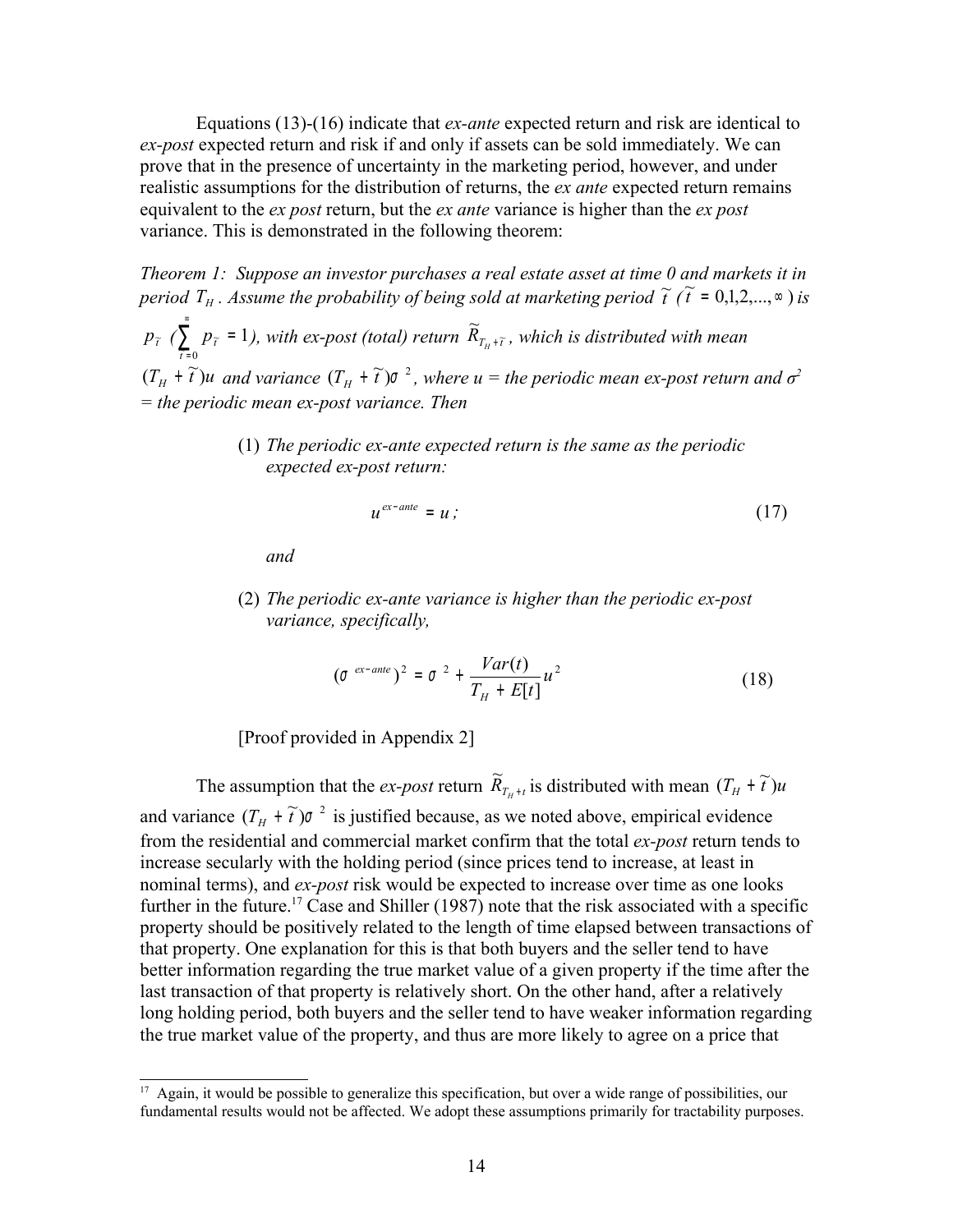Equations (13)-(16) indicate that *ex-ante* expected return and risk are identical to *ex-post* expected return and risk if and only if assets can be sold immediately. We can prove that in the presence of uncertainty in the marketing period, however, and under realistic assumptions for the distribution of returns, the *ex ante* expected return remains equivalent to the *ex post* return, but the *ex ante* variance is higher than the *ex post* variance. This is demonstrated in the following theorem:

*Theorem 1: Suppose an investor purchases a real estate asset at time 0 and markets it in period $T_H$. Assume the probability of being sold at marketing period $\tilde{t}$ ($\tilde{t} = 0,1,2,...,\infty$) is $p_{\tilde{t}}$ ($\sum_{\tilde{t}=0}^{\infty} p_{\tilde{t}} = 1$), with ex-post (total) return $\tilde{R}_{T_H+\tilde{t}}$, which is distributed with mean $(T_H + \tilde{t})u$ and variance $(T_H + \tilde{t})\sigma^2$, where u = the periodic mean ex-post return and $\sigma^2$ = the periodic mean ex-post variance. Then*

(1) *The periodic ex-ante expected return is the same as the periodic expected ex-post return:*

$$u^{ex-ante} = u; \tag{17}$$

*and*

(2) *The periodic ex-ante variance is higher than the periodic ex-post variance, specifically,*

$$(\sigma^{ex-ante})^2 = \sigma^2 + \frac{Var(t)}{T_H + E[t]}u^2 \tag{18}$$

[Proof provided in Appendix 2]

The assumption that the *ex-post* return $\tilde{R}_{T_H+t}$ is distributed with mean $(T_H + \tilde{t})u$ and variance $(T_H + \tilde{t})\sigma^2$ is justified because, as we noted above, empirical evidence from the residential and commercial market confirm that the total *ex-post* return tends to increase secularly with the holding period (since prices tend to increase, at least in nominal terms), and *ex-post* risk would be expected to increase over time as one looks further in the future.[17] Case and Shiller (1987) note that the risk associated with a specific property should be positively related to the length of time elapsed between transactions of that property. One explanation for this is that both buyers and the seller tend to have better information regarding the true market value of a given property if the time after the last transaction of that property is relatively short. On the other hand, after a relatively long holding period, both buyers and the seller tend to have weaker information regarding the true market value of the property, and thus are more likely to agree on a price that

[17] Again, it would be possible to generalize this specification, but over a wide range of possibilities, our fundamental results would not be affected. We adopt these assumptions primarily for tractability purposes.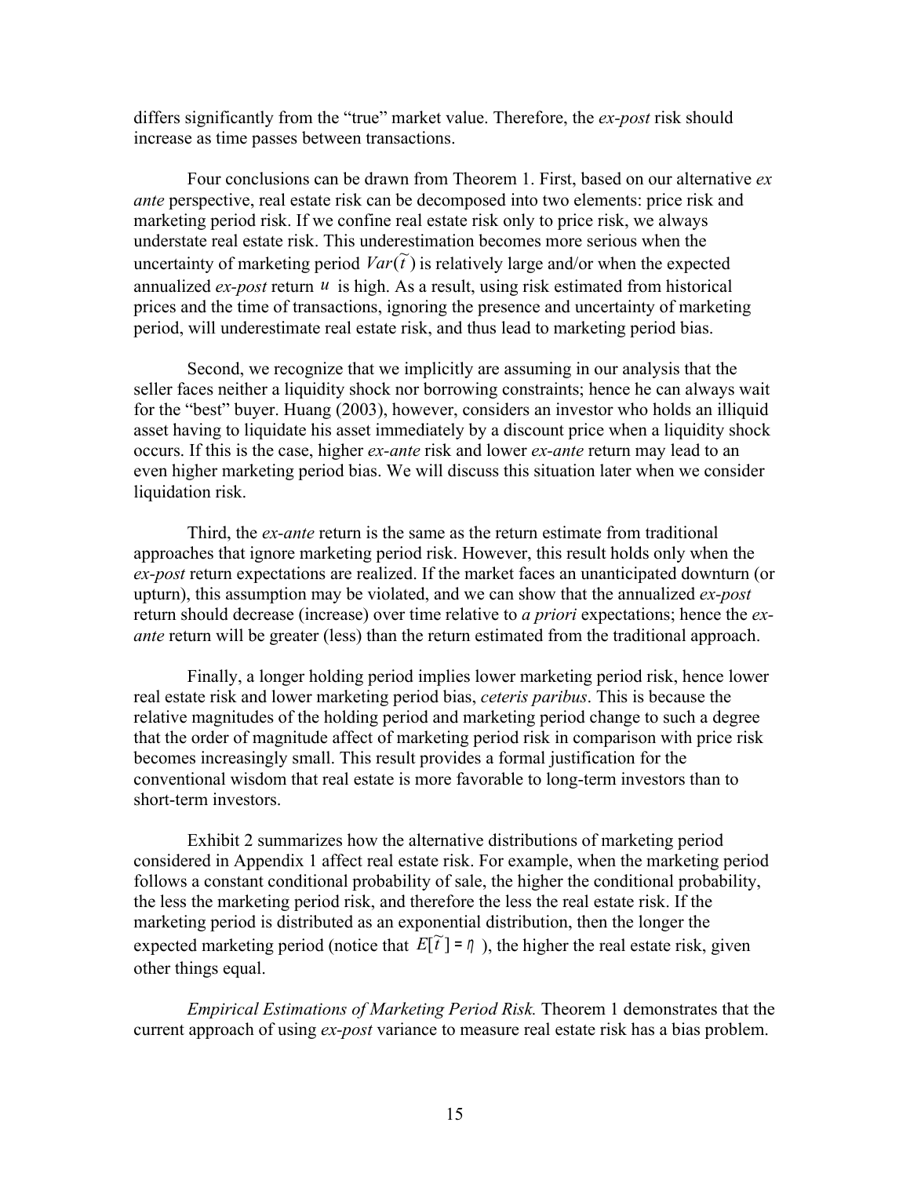differs significantly from the "true" market value. Therefore, the *ex-post* risk should increase as time passes between transactions.

Four conclusions can be drawn from Theorem 1. First, based on our alternative *ex ante* perspective, real estate risk can be decomposed into two elements: price risk and marketing period risk. If we confine real estate risk only to price risk, we always understate real estate risk. This underestimation becomes more serious when the uncertainty of marketing period $Var(\tilde{t})$ is relatively large and/or when the expected annualized *ex-post* return $u$ is high. As a result, using risk estimated from historical prices and the time of transactions, ignoring the presence and uncertainty of marketing period, will underestimate real estate risk, and thus lead to marketing period bias.

Second, we recognize that we implicitly are assuming in our analysis that the seller faces neither a liquidity shock nor borrowing constraints; hence he can always wait for the "best" buyer. Huang (2003), however, considers an investor who holds an illiquid asset having to liquidate his asset immediately by a discount price when a liquidity shock occurs. If this is the case, higher *ex-ante* risk and lower *ex-ante* return may lead to an even higher marketing period bias. We will discuss this situation later when we consider liquidation risk.

Third, the *ex-ante* return is the same as the return estimate from traditional approaches that ignore marketing period risk. However, this result holds only when the *ex-post* return expectations are realized. If the market faces an unanticipated downturn (or upturn), this assumption may be violated, and we can show that the annualized *ex-post* return should decrease (increase) over time relative to *a priori* expectations; hence the *ex-ante* return will be greater (less) than the return estimated from the traditional approach.

Finally, a longer holding period implies lower marketing period risk, hence lower real estate risk and lower marketing period bias, *ceteris paribus*. This is because the relative magnitudes of the holding period and marketing period change to such a degree that the order of magnitude affect of marketing period risk in comparison with price risk becomes increasingly small. This result provides a formal justification for the conventional wisdom that real estate is more favorable to long-term investors than to short-term investors.

Exhibit 2 summarizes how the alternative distributions of marketing period considered in Appendix 1 affect real estate risk. For example, when the marketing period follows a constant conditional probability of sale, the higher the conditional probability, the less the marketing period risk, and therefore the less the real estate risk. If the marketing period is distributed as an exponential distribution, then the longer the expected marketing period (notice that $E[\tilde{t}] = \eta$ ), the higher the real estate risk, given other things equal.

*Empirical Estimations of Marketing Period Risk.* Theorem 1 demonstrates that the current approach of using *ex-post* variance to measure real estate risk has a bias problem.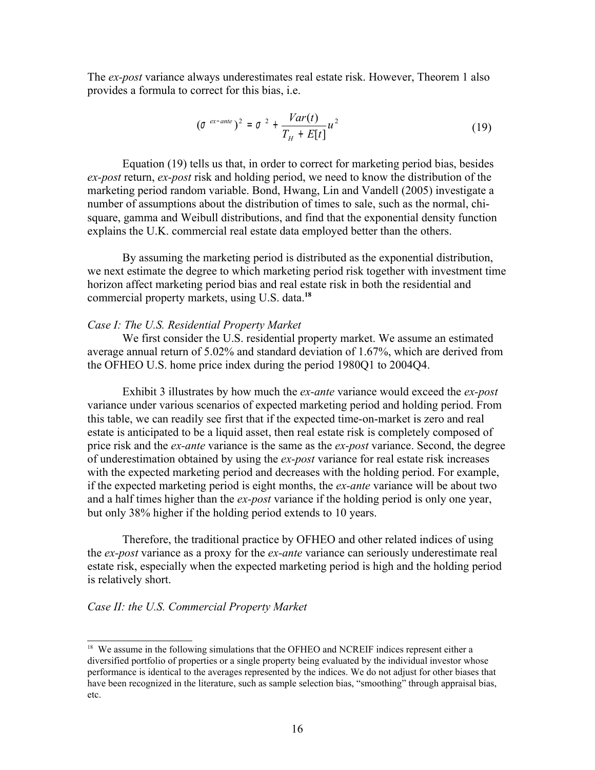The *ex-post* variance always underestimates real estate risk. However, Theorem 1 also provides a formula to correct for this bias, i.e.

$$(\sigma^{ex-ante})^2 = \sigma^2 + \frac{Var(t)}{T_H + E[t]} u^2 \tag{19}$$

Equation (19) tells us that, in order to correct for marketing period bias, besides *ex-post* return, *ex-post* risk and holding period, we need to know the distribution of the marketing period random variable. Bond, Hwang, Lin and Vandell (2005) investigate a number of assumptions about the distribution of times to sale, such as the normal, chi-square, gamma and Weibull distributions, and find that the exponential density function explains the U.K. commercial real estate data employed better than the others.

By assuming the marketing period is distributed as the exponential distribution, we next estimate the degree to which marketing period risk together with investment time horizon affect marketing period bias and real estate risk in both the residential and commercial property markets, using U.S. data.[18]

*Case I: The U.S. Residential Property Market*

We first consider the U.S. residential property market. We assume an estimated average annual return of 5.02% and standard deviation of 1.67%, which are derived from the OFHEO U.S. home price index during the period 1980Q1 to 2004Q4.

Exhibit 3 illustrates by how much the *ex-ante* variance would exceed the *ex-post* variance under various scenarios of expected marketing period and holding period. From this table, we can readily see first that if the expected time-on-market is zero and real estate is anticipated to be a liquid asset, then real estate risk is completely composed of price risk and the *ex-ante* variance is the same as the *ex-post* variance. Second, the degree of underestimation obtained by using the *ex-post* variance for real estate risk increases with the expected marketing period and decreases with the holding period. For example, if the expected marketing period is eight months, the *ex-ante* variance will be about two and a half times higher than the *ex-post* variance if the holding period is only one year, but only 38% higher if the holding period extends to 10 years.

Therefore, the traditional practice by OFHEO and other related indices of using the *ex-post* variance as a proxy for the *ex-ante* variance can seriously underestimate real estate risk, especially when the expected marketing period is high and the holding period is relatively short.

*Case II: the U.S. Commercial Property Market*

[18] We assume in the following simulations that the OFHEO and NCREIF indices represent either a diversified portfolio of properties or a single property being evaluated by the individual investor whose performance is identical to the averages represented by the indices. We do not adjust for other biases that have been recognized in the literature, such as sample selection bias, "smoothing" through appraisal bias, etc.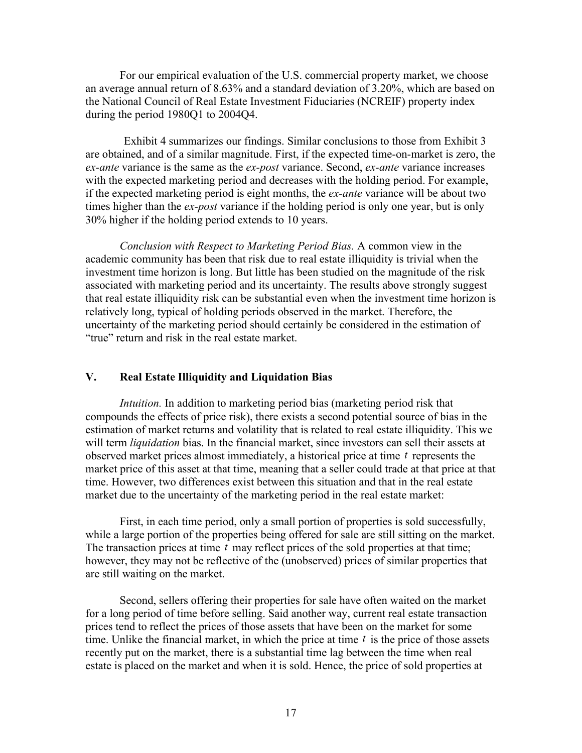For our empirical evaluation of the U.S. commercial property market, we choose an average annual return of 8.63% and a standard deviation of 3.20%, which are based on the National Council of Real Estate Investment Fiduciaries (NCREIF) property index during the period 1980Q1 to 2004Q4.

Exhibit 4 summarizes our findings. Similar conclusions to those from Exhibit 3 are obtained, and of a similar magnitude. First, if the expected time-on-market is zero, the *ex-ante* variance is the same as the *ex-post* variance. Second, *ex-ante* variance increases with the expected marketing period and decreases with the holding period. For example, if the expected marketing period is eight months, the *ex-ante* variance will be about two times higher than the *ex-post* variance if the holding period is only one year, but is only 30% higher if the holding period extends to 10 years.

*Conclusion with Respect to Marketing Period Bias.* A common view in the academic community has been that risk due to real estate illiquidity is trivial when the investment time horizon is long. But little has been studied on the magnitude of the risk associated with marketing period and its uncertainty. The results above strongly suggest that real estate illiquidity risk can be substantial even when the investment time horizon is relatively long, typical of holding periods observed in the market. Therefore, the uncertainty of the marketing period should certainly be considered in the estimation of "true" return and risk in the real estate market.

## V. Real Estate Illiquidity and Liquidation Bias

*Intuition.* In addition to marketing period bias (marketing period risk that compounds the effects of price risk), there exists a second potential source of bias in the estimation of market returns and volatility that is related to real estate illiquidity. This we will term *liquidation* bias. In the financial market, since investors can sell their assets at observed market prices almost immediately, a historical price at time $t$ represents the market price of this asset at that time, meaning that a seller could trade at that price at that time. However, two differences exist between this situation and that in the real estate market due to the uncertainty of the marketing period in the real estate market:

First, in each time period, only a small portion of properties is sold successfully, while a large portion of the properties being offered for sale are still sitting on the market. The transaction prices at time $t$ may reflect prices of the sold properties at that time; however, they may not be reflective of the (unobserved) prices of similar properties that are still waiting on the market.

Second, sellers offering their properties for sale have often waited on the market for a long period of time before selling. Said another way, current real estate transaction prices tend to reflect the prices of those assets that have been on the market for some time. Unlike the financial market, in which the price at time $t$ is the price of those assets recently put on the market, there is a substantial time lag between the time when real estate is placed on the market and when it is sold. Hence, the price of sold properties at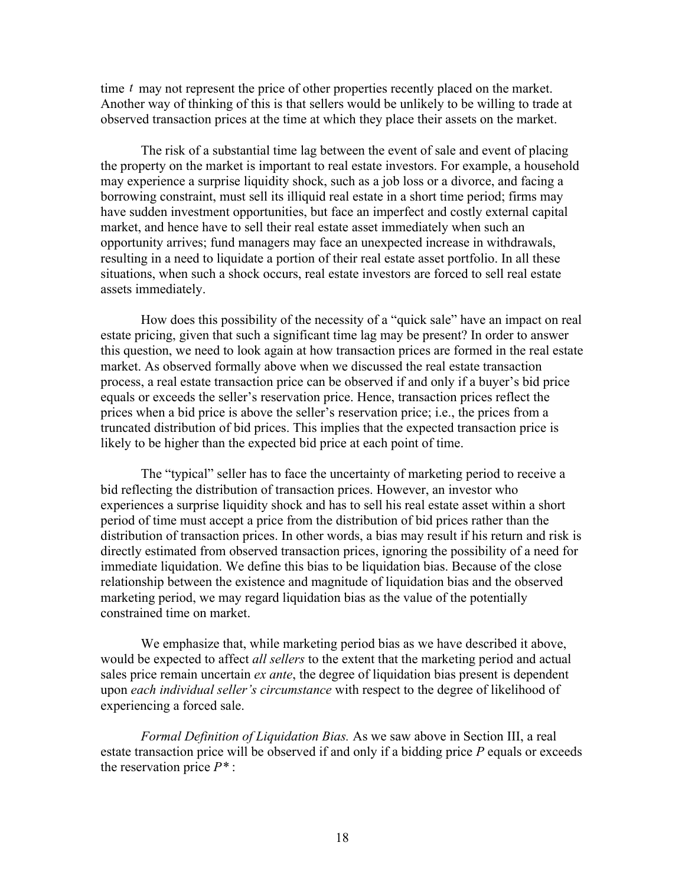time $t$ may not represent the price of other properties recently placed on the market. Another way of thinking of this is that sellers would be unlikely to be willing to trade at observed transaction prices at the time at which they place their assets on the market.

The risk of a substantial time lag between the event of sale and event of placing the property on the market is important to real estate investors. For example, a household may experience a surprise liquidity shock, such as a job loss or a divorce, and facing a borrowing constraint, must sell its illiquid real estate in a short time period; firms may have sudden investment opportunities, but face an imperfect and costly external capital market, and hence have to sell their real estate asset immediately when such an opportunity arrives; fund managers may face an unexpected increase in withdrawals, resulting in a need to liquidate a portion of their real estate asset portfolio. In all these situations, when such a shock occurs, real estate investors are forced to sell real estate assets immediately.

How does this possibility of the necessity of a "quick sale" have an impact on real estate pricing, given that such a significant time lag may be present? In order to answer this question, we need to look again at how transaction prices are formed in the real estate market. As observed formally above when we discussed the real estate transaction process, a real estate transaction price can be observed if and only if a buyer's bid price equals or exceeds the seller's reservation price. Hence, transaction prices reflect the prices when a bid price is above the seller's reservation price; i.e., the prices from a truncated distribution of bid prices. This implies that the expected transaction price is likely to be higher than the expected bid price at each point of time.

The "typical" seller has to face the uncertainty of marketing period to receive a bid reflecting the distribution of transaction prices. However, an investor who experiences a surprise liquidity shock and has to sell his real estate asset within a short period of time must accept a price from the distribution of bid prices rather than the distribution of transaction prices. In other words, a bias may result if his return and risk is directly estimated from observed transaction prices, ignoring the possibility of a need for immediate liquidation. We define this bias to be liquidation bias. Because of the close relationship between the existence and magnitude of liquidation bias and the observed marketing period, we may regard liquidation bias as the value of the potentially constrained time on market.

We emphasize that, while marketing period bias as we have described it above, would be expected to affect *all sellers* to the extent that the marketing period and actual sales price remain uncertain *ex ante*, the degree of liquidation bias present is dependent upon *each individual seller's circumstance* with respect to the degree of likelihood of experiencing a forced sale.

*Formal Definition of Liquidation Bias.* As we saw above in Section III, a real estate transaction price will be observed if and only if a bidding price $P$ equals or exceeds the reservation price $P^*$: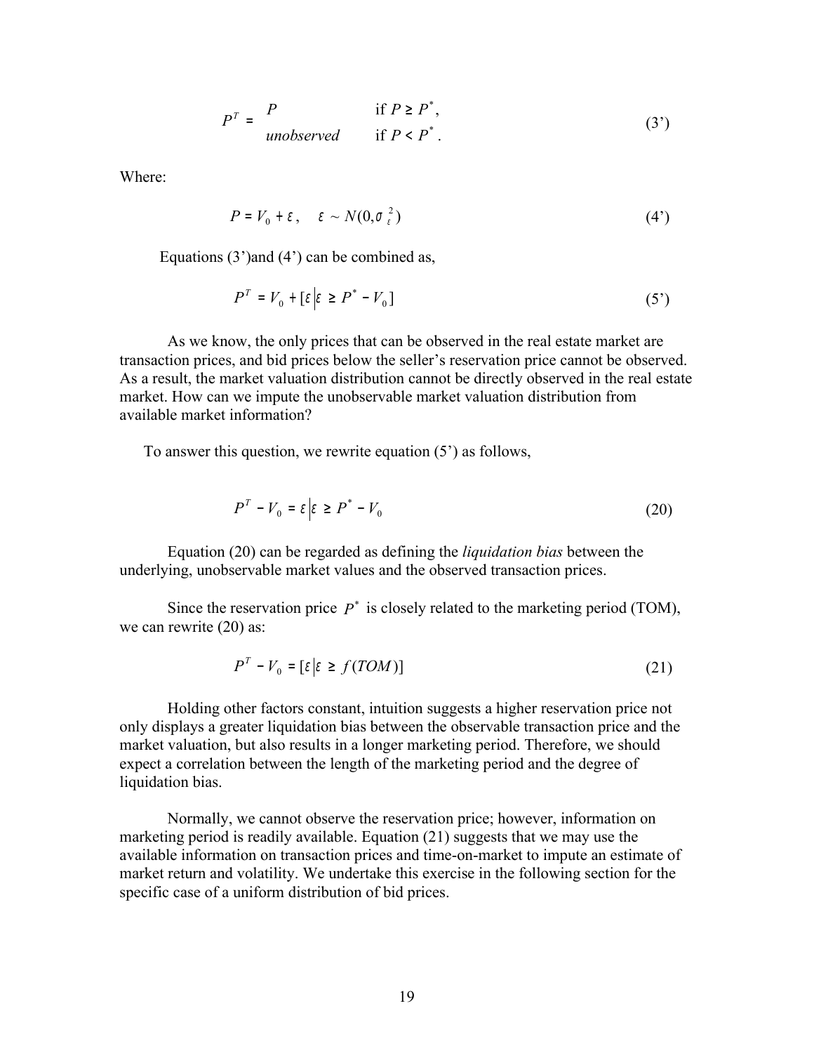$$P^T = \begin{cases} P & \text{if } P \geq P^*, \\ \textit{unobserved} & \text{if } P < P^*. \end{cases} \tag{3'}$$

Where:

$$P = V_0 + \varepsilon, \quad \varepsilon \sim N(0, \sigma_\varepsilon^2) \tag{4'}$$

Equations (3')and (4') can be combined as,

$$P^T = V_0 + [\varepsilon | \varepsilon \geq P^* - V_0] \tag{5'}$$

As we know, the only prices that can be observed in the real estate market are transaction prices, and bid prices below the seller's reservation price cannot be observed. As a result, the market valuation distribution cannot be directly observed in the real estate market. How can we impute the unobservable market valuation distribution from available market information?

To answer this question, we rewrite equation (5') as follows,

$$P^T - V_0 = \varepsilon | \varepsilon \geq P^* - V_0 \tag{20}$$

Equation (20) can be regarded as defining the *liquidation bias* between the underlying, unobservable market values and the observed transaction prices.

Since the reservation price $P^*$ is closely related to the marketing period (TOM), we can rewrite (20) as:

$$P^T - V_0 = [\varepsilon | \varepsilon \geq f(TOM)] \tag{21}$$

Holding other factors constant, intuition suggests a higher reservation price not only displays a greater liquidation bias between the observable transaction price and the market valuation, but also results in a longer marketing period. Therefore, we should expect a correlation between the length of the marketing period and the degree of liquidation bias.

Normally, we cannot observe the reservation price; however, information on marketing period is readily available. Equation (21) suggests that we may use the available information on transaction prices and time-on-market to impute an estimate of market return and volatility. We undertake this exercise in the following section for the specific case of a uniform distribution of bid prices.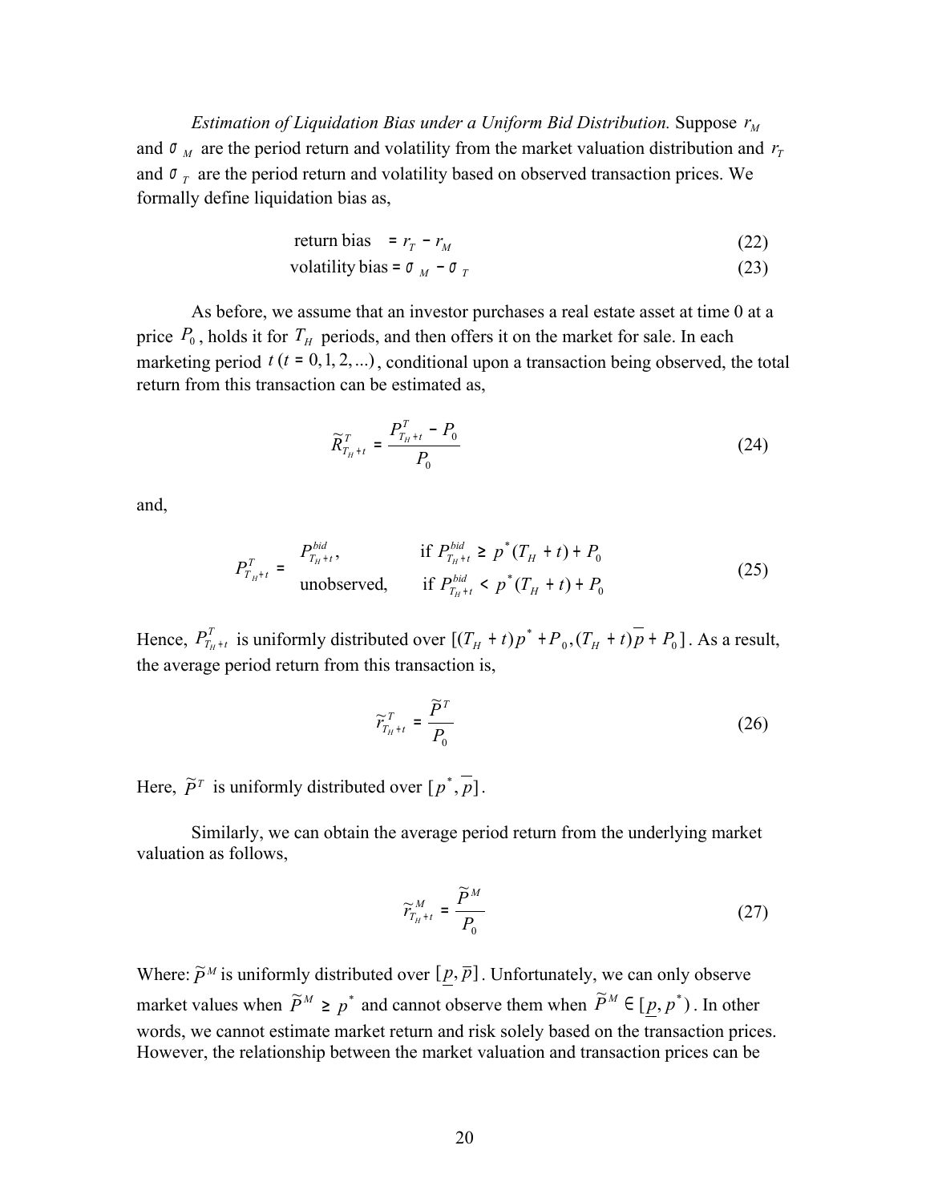*Estimation of Liquidation Bias under a Uniform Bid Distribution.* Suppose $r_M$ and $\sigma_M$ are the period return and volatility from the market valuation distribution and $r_T$ and $\sigma_T$ are the period return and volatility based on observed transaction prices. We formally define liquidation bias as,

$$\text{return bias} \quad = r_T - r_M \tag{22}$$

$$\text{volatility bias} = \sigma_M - \sigma_T \tag{23}$$

As before, we assume that an investor purchases a real estate asset at time 0 at a price $P_0$, holds it for $T_H$ periods, and then offers it on the market for sale. In each marketing period $t \; (t = 0, 1, 2, ...)$, conditional upon a transaction being observed, the total return from this transaction can be estimated as,

$$\widetilde{R}^T_{T_H+t} = \frac{P^T_{T_H+t} - P_0}{P_0} \tag{24}$$

and,

$$P^T_{T_H+t} = \begin{cases} P^{bid}_{T_H+t}, & \text{if } P^{bid}_{T_H+t} \geq p^*(T_H+t) + P_0 \\ \text{unobserved}, & \text{if } P^{bid}_{T_H+t} < p^*(T_H+t) + P_0 \end{cases} \tag{25}$$

Hence, $P^T_{T_H+t}$ is uniformly distributed over $[(T_H+t)p^* + P_0, (T_H+t)\overline{p} + P_0]$. As a result, the average period return from this transaction is,

$$\widetilde{r}^T_{T_H+t} = \frac{\widetilde{P}^T}{P_0} \tag{26}$$

Here, $\widetilde{P}^T$ is uniformly distributed over $[p^*, \overline{p}]$.

Similarly, we can obtain the average period return from the underlying market valuation as follows,

$$\widetilde{r}^M_{T_H+t} = \frac{\widetilde{P}^M}{P_0} \tag{27}$$

Where: $\widetilde{P}^M$ is uniformly distributed over $[\underline{p}, \overline{p}]$. Unfortunately, we can only observe market values when $\widetilde{P}^M \geq p^*$ and cannot observe them when $\widetilde{P}^M \in [\underline{p}, p^*)$. In other words, we cannot estimate market return and risk solely based on the transaction prices. However, the relationship between the market valuation and transaction prices can be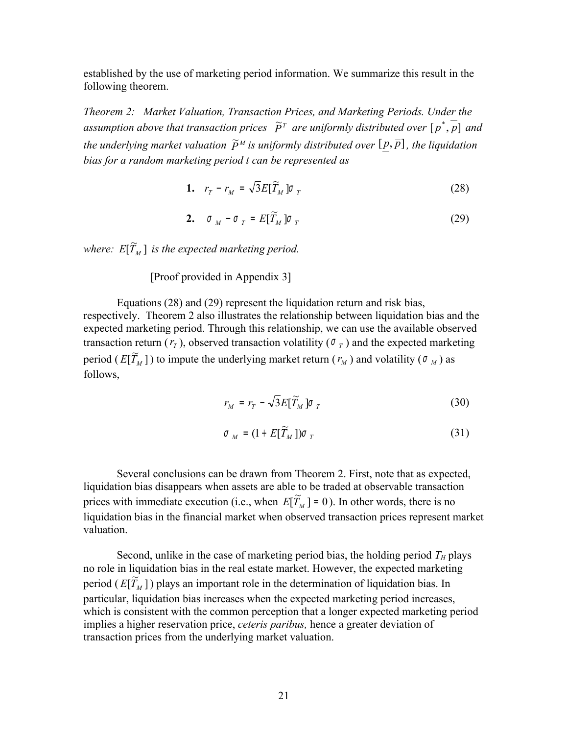established by the use of marketing period information. We summarize this result in the following theorem.

*Theorem 2: Market Valuation, Transaction Prices, and Marketing Periods. Under the assumption above that transaction prices* $\tilde{P}^T$ *are uniformly distributed over* $[p^*, \overline{p}]$ *and the underlying market valuation* $\tilde{P}^M$ *is uniformly distributed over* $[\underline{p}, \overline{p}]$*, the liquidation bias for a random marketing period t can be represented as*

$$\textbf{1.} \quad r_T - r_M = \sqrt{3}E[\tilde{T}_M]\sigma_T \tag{28}$$

$$\textbf{2.} \quad \sigma_M - \sigma_T = E[\tilde{T}_M]\sigma_T \tag{29}$$

*where:* $E[\tilde{T}_M]$ *is the expected marketing period.*

[Proof provided in Appendix 3]

Equations (28) and (29) represent the liquidation return and risk bias, respectively. Theorem 2 also illustrates the relationship between liquidation bias and the expected marketing period. Through this relationship, we can use the available observed transaction return ($r_T$), observed transaction volatility ($\sigma_T$) and the expected marketing period ($E[\tilde{T}_M]$) to impute the underlying market return ($r_M$) and volatility ($\sigma_M$) as follows,

$$r_M = r_T - \sqrt{3}E[\tilde{T}_M]\sigma_T \tag{30}$$

$$\sigma_M = (1 + E[\tilde{T}_M])\sigma_T \tag{31}$$

Several conclusions can be drawn from Theorem 2. First, note that as expected, liquidation bias disappears when assets are able to be traded at observable transaction prices with immediate execution (i.e., when $E[\tilde{T}_M] = 0$). In other words, there is no liquidation bias in the financial market when observed transaction prices represent market valuation.

Second, unlike in the case of marketing period bias, the holding period $T_H$ plays no role in liquidation bias in the real estate market. However, the expected marketing period ($E[\tilde{T}_M]$) plays an important role in the determination of liquidation bias. In particular, liquidation bias increases when the expected marketing period increases, which is consistent with the common perception that a longer expected marketing period implies a higher reservation price, *ceteris paribus,* hence a greater deviation of transaction prices from the underlying market valuation.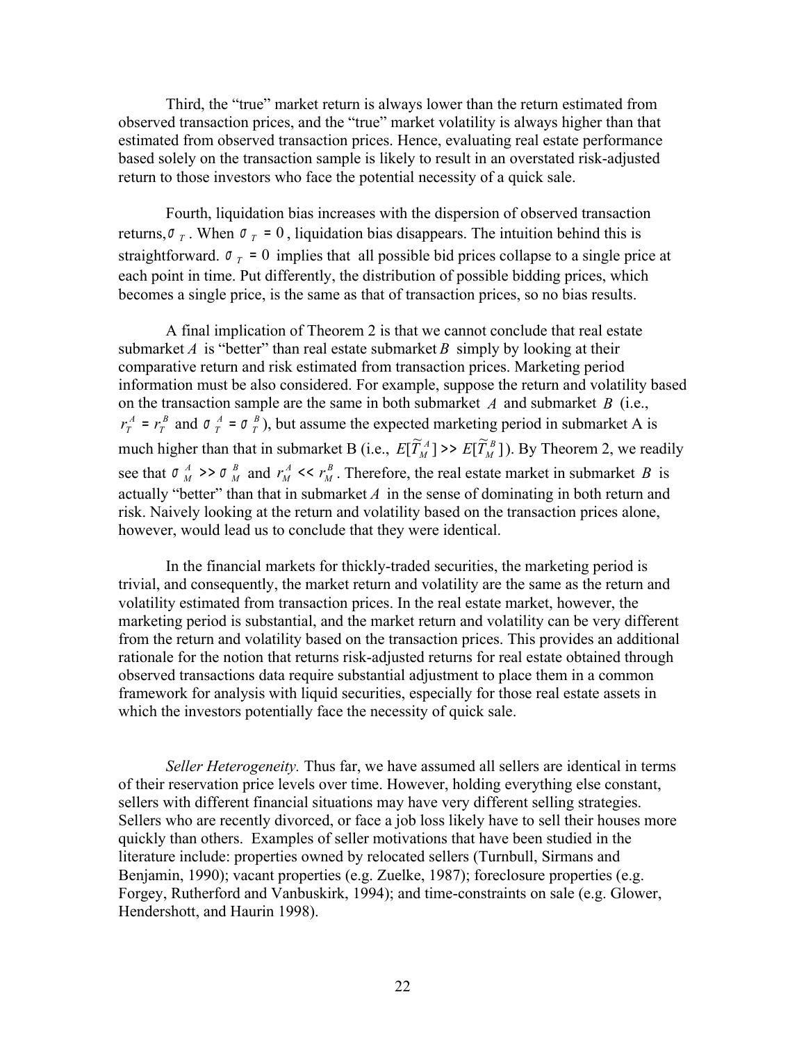Third, the "true" market return is always lower than the return estimated from observed transaction prices, and the "true" market volatility is always higher than that estimated from observed transaction prices. Hence, evaluating real estate performance based solely on the transaction sample is likely to result in an overstated risk-adjusted return to those investors who face the potential necessity of a quick sale.

Fourth, liquidation bias increases with the dispersion of observed transaction returns, $\sigma_T$. When $\sigma_T = 0$, liquidation bias disappears. The intuition behind this is straightforward. $\sigma_T = 0$ implies that all possible bid prices collapse to a single price at each point in time. Put differently, the distribution of possible bidding prices, which becomes a single price, is the same as that of transaction prices, so no bias results.

A final implication of Theorem 2 is that we cannot conclude that real estate submarket $A$ is "better" than real estate submarket $B$ simply by looking at their comparative return and risk estimated from transaction prices. Marketing period information must be also considered. For example, suppose the return and volatility based on the transaction sample are the same in both submarket $A$ and submarket $B$ (i.e., $r_T^A = r_T^B$ and $\sigma_T^A = \sigma_T^B$), but assume the expected marketing period in submarket A is much higher than that in submarket B (i.e., $E[\widetilde{T}_M^A] >> E[\widetilde{T}_M^B]$). By Theorem 2, we readily see that $\sigma_M^A >> \sigma_M^B$ and $r_M^A << r_M^B$. Therefore, the real estate market in submarket $B$ is actually "better" than that in submarket $A$ in the sense of dominating in both return and risk. Naively looking at the return and volatility based on the transaction prices alone, however, would lead us to conclude that they were identical.

In the financial markets for thickly-traded securities, the marketing period is trivial, and consequently, the market return and volatility are the same as the return and volatility estimated from transaction prices. In the real estate market, however, the marketing period is substantial, and the market return and volatility can be very different from the return and volatility based on the transaction prices. This provides an additional rationale for the notion that returns risk-adjusted returns for real estate obtained through observed transactions data require substantial adjustment to place them in a common framework for analysis with liquid securities, especially for those real estate assets in which the investors potentially face the necessity of quick sale.

*Seller Heterogeneity.* Thus far, we have assumed all sellers are identical in terms of their reservation price levels over time. However, holding everything else constant, sellers with different financial situations may have very different selling strategies. Sellers who are recently divorced, or face a job loss likely have to sell their houses more quickly than others. Examples of seller motivations that have been studied in the literature include: properties owned by relocated sellers (Turnbull, Sirmans and Benjamin, 1990); vacant properties (e.g. Zuelke, 1987); foreclosure properties (e.g. Forgey, Rutherford and Vanbuskirk, 1994); and time-constraints on sale (e.g. Glower, Hendershott, and Haurin 1998).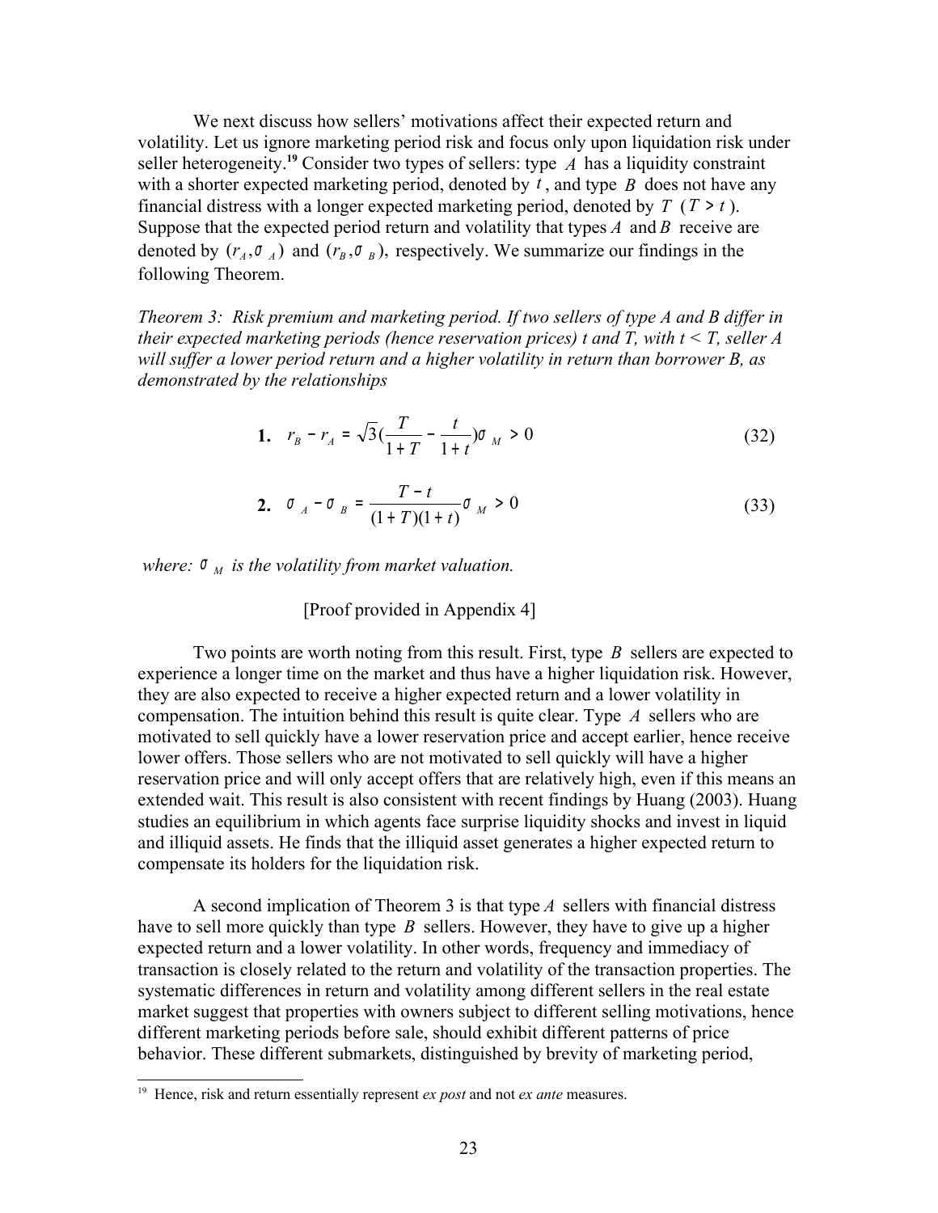We next discuss how sellers' motivations affect their expected return and volatility. Let us ignore marketing period risk and focus only upon liquidation risk under seller heterogeneity.[19] Consider two types of sellers: type $A$ has a liquidity constraint with a shorter expected marketing period, denoted by $t$, and type $B$ does not have any financial distress with a longer expected marketing period, denoted by $T$ ($T > t$). Suppose that the expected period return and volatility that types $A$ and $B$ receive are denoted by $(r_A, \sigma_A)$ and $(r_B, \sigma_B)$, respectively. We summarize our findings in the following Theorem.

*Theorem 3: Risk premium and marketing period. If two sellers of type A and B differ in their expected marketing periods (hence reservation prices) t and T, with t < T, seller A will suffer a lower period return and a higher volatility in return than borrower B, as demonstrated by the relationships*

$$\textbf{1.} \quad r_B - r_A = \sqrt{3}\left(\frac{T}{1+T} - \frac{t}{1+t}\right)\sigma_M > 0 \tag{32}$$

$$\textbf{2.} \quad \sigma_A - \sigma_B = \frac{T-t}{(1+T)(1+t)}\sigma_M > 0 \tag{33}$$

*where: $\sigma_M$ is the volatility from market valuation.*

[Proof provided in Appendix 4]

Two points are worth noting from this result. First, type $B$ sellers are expected to experience a longer time on the market and thus have a higher liquidation risk. However, they are also expected to receive a higher expected return and a lower volatility in compensation. The intuition behind this result is quite clear. Type $A$ sellers who are motivated to sell quickly have a lower reservation price and accept earlier, hence receive lower offers. Those sellers who are not motivated to sell quickly will have a higher reservation price and will only accept offers that are relatively high, even if this means an extended wait. This result is also consistent with recent findings by Huang (2003). Huang studies an equilibrium in which agents face surprise liquidity shocks and invest in liquid and illiquid assets. He finds that the illiquid asset generates a higher expected return to compensate its holders for the liquidation risk.

A second implication of Theorem 3 is that type $A$ sellers with financial distress have to sell more quickly than type $B$ sellers. However, they have to give up a higher expected return and a lower volatility. In other words, frequency and immediacy of transaction is closely related to the return and volatility of the transaction properties. The systematic differences in return and volatility among different sellers in the real estate market suggest that properties with owners subject to different selling motivations, hence different marketing periods before sale, should exhibit different patterns of price behavior. These different submarkets, distinguished by brevity of marketing period,

[19] Hence, risk and return essentially represent *ex post* and not *ex ante* measures.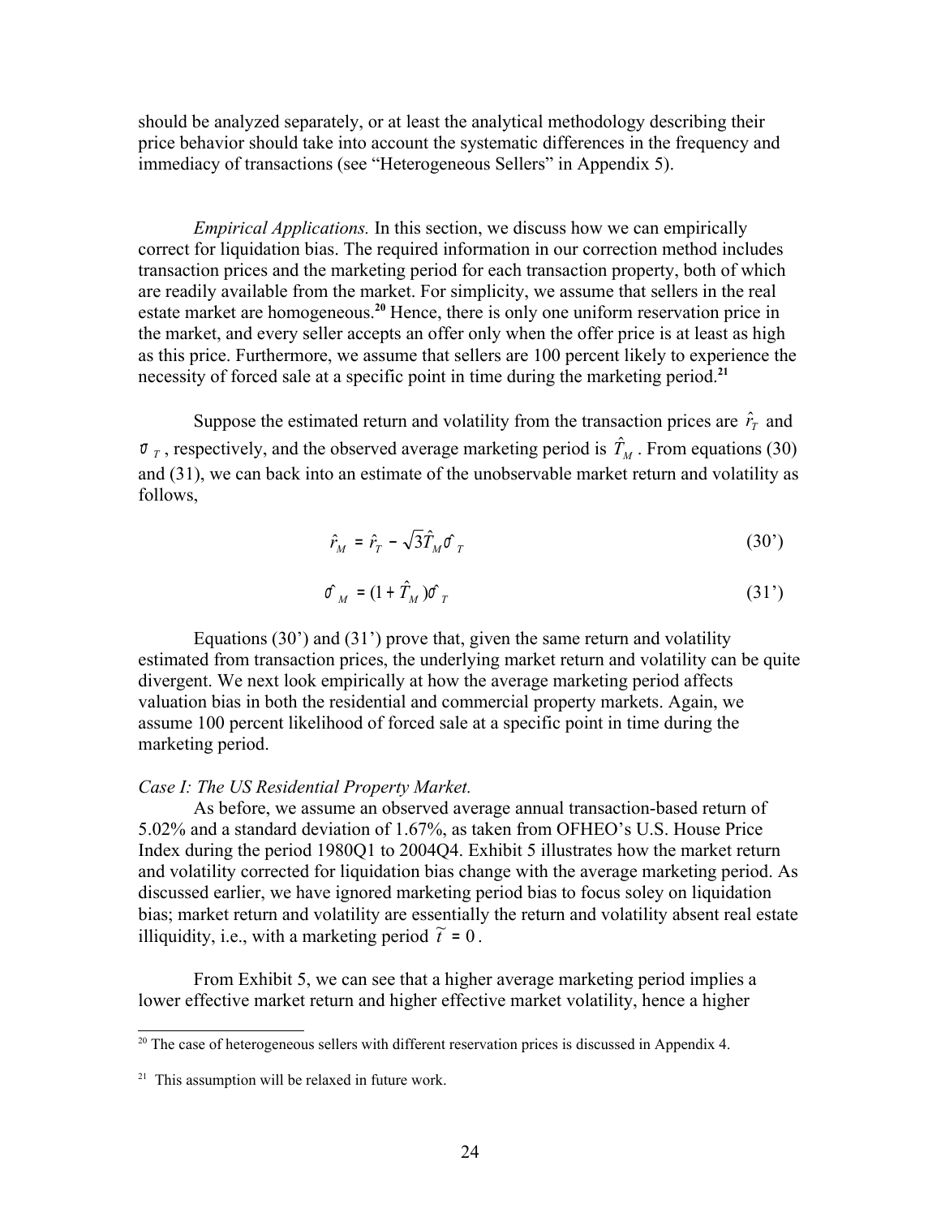should be analyzed separately, or at least the analytical methodology describing their price behavior should take into account the systematic differences in the frequency and immediacy of transactions (see "Heterogeneous Sellers" in Appendix 5).

*Empirical Applications.* In this section, we discuss how we can empirically correct for liquidation bias. The required information in our correction method includes transaction prices and the marketing period for each transaction property, both of which are readily available from the market. For simplicity, we assume that sellers in the real estate market are homogeneous.[20] Hence, there is only one uniform reservation price in the market, and every seller accepts an offer only when the offer price is at least as high as this price. Furthermore, we assume that sellers are 100 percent likely to experience the necessity of forced sale at a specific point in time during the marketing period.[21]

Suppose the estimated return and volatility from the transaction prices are $\hat{r}_T$ and $\hat{\sigma}_T$, respectively, and the observed average marketing period is $\hat{T}_M$. From equations (30) and (31), we can back into an estimate of the unobservable market return and volatility as follows,

$$\hat{r}_M = \hat{r}_T - \sqrt{3}\hat{T}_M \hat{\sigma}_T \tag{30'}$$

$$\hat{\sigma}_M = (1 + \hat{T}_M)\hat{\sigma}_T \tag{31'}$$

Equations (30') and (31') prove that, given the same return and volatility estimated from transaction prices, the underlying market return and volatility can be quite divergent. We next look empirically at how the average marketing period affects valuation bias in both the residential and commercial property markets. Again, we assume 100 percent likelihood of forced sale at a specific point in time during the marketing period.

*Case I: The US Residential Property Market.*

As before, we assume an observed average annual transaction-based return of 5.02% and a standard deviation of 1.67%, as taken from OFHEO's U.S. House Price Index during the period 1980Q1 to 2004Q4. Exhibit 5 illustrates how the market return and volatility corrected for liquidation bias change with the average marketing period. As discussed earlier, we have ignored marketing period bias to focus soley on liquidation bias; market return and volatility are essentially the return and volatility absent real estate illiquidity, i.e., with a marketing period $\tilde{t} = 0$.

From Exhibit 5, we can see that a higher average marketing period implies a lower effective market return and higher effective market volatility, hence a higher

---

[20] The case of heterogeneous sellers with different reservation prices is discussed in Appendix 4.

[21] This assumption will be relaxed in future work.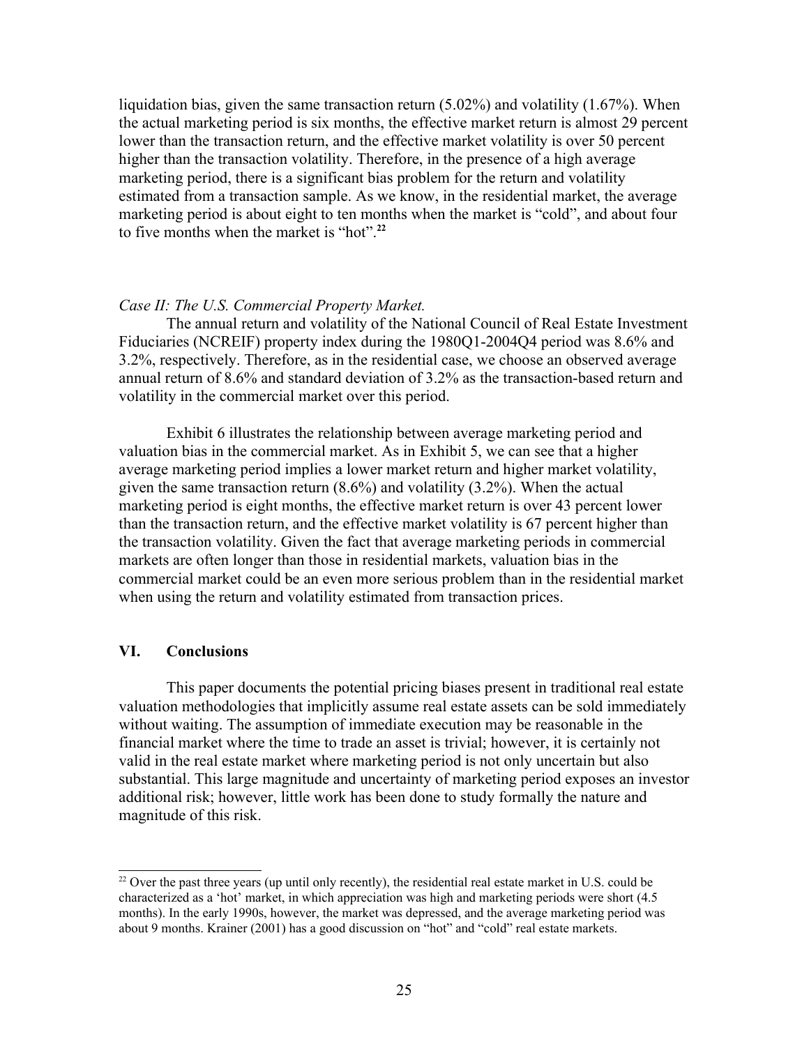liquidation bias, given the same transaction return (5.02%) and volatility (1.67%). When the actual marketing period is six months, the effective market return is almost 29 percent lower than the transaction return, and the effective market volatility is over 50 percent higher than the transaction volatility. Therefore, in the presence of a high average marketing period, there is a significant bias problem for the return and volatility estimated from a transaction sample. As we know, in the residential market, the average marketing period is about eight to ten months when the market is "cold", and about four to five months when the market is "hot".[22]

*Case II: The U.S. Commercial Property Market.*

The annual return and volatility of the National Council of Real Estate Investment Fiduciaries (NCREIF) property index during the 1980Q1-2004Q4 period was 8.6% and 3.2%, respectively. Therefore, as in the residential case, we choose an observed average annual return of 8.6% and standard deviation of 3.2% as the transaction-based return and volatility in the commercial market over this period.

Exhibit 6 illustrates the relationship between average marketing period and valuation bias in the commercial market. As in Exhibit 5, we can see that a higher average marketing period implies a lower market return and higher market volatility, given the same transaction return (8.6%) and volatility (3.2%). When the actual marketing period is eight months, the effective market return is over 43 percent lower than the transaction return, and the effective market volatility is 67 percent higher than the transaction volatility. Given the fact that average marketing periods in commercial markets are often longer than those in residential markets, valuation bias in the commercial market could be an even more serious problem than in the residential market when using the return and volatility estimated from transaction prices.

## VI. Conclusions

This paper documents the potential pricing biases present in traditional real estate valuation methodologies that implicitly assume real estate assets can be sold immediately without waiting. The assumption of immediate execution may be reasonable in the financial market where the time to trade an asset is trivial; however, it is certainly not valid in the real estate market where marketing period is not only uncertain but also substantial. This large magnitude and uncertainty of marketing period exposes an investor additional risk; however, little work has been done to study formally the nature and magnitude of this risk.

---

[22] Over the past three years (up until only recently), the residential real estate market in U.S. could be characterized as a 'hot' market, in which appreciation was high and marketing periods were short (4.5 months). In the early 1990s, however, the market was depressed, and the average marketing period was about 9 months. Krainer (2001) has a good discussion on "hot" and "cold" real estate markets.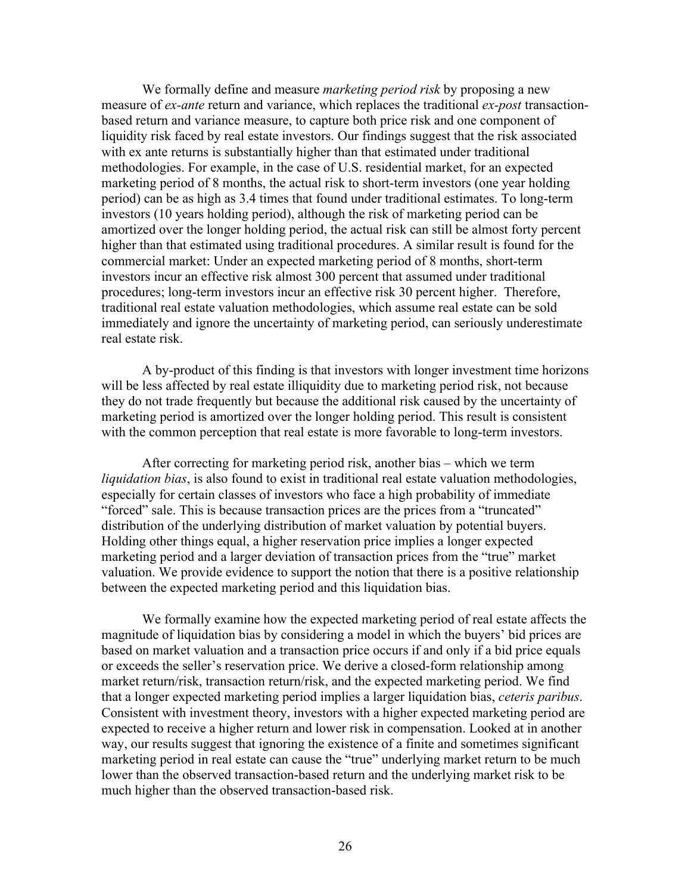We formally define and measure *marketing period risk* by proposing a new measure of *ex-ante* return and variance, which replaces the traditional *ex-post* transaction-based return and variance measure, to capture both price risk and one component of liquidity risk faced by real estate investors. Our findings suggest that the risk associated with ex ante returns is substantially higher than that estimated under traditional methodologies. For example, in the case of U.S. residential market, for an expected marketing period of 8 months, the actual risk to short-term investors (one year holding period) can be as high as 3.4 times that found under traditional estimates. To long-term investors (10 years holding period), although the risk of marketing period can be amortized over the longer holding period, the actual risk can still be almost forty percent higher than that estimated using traditional procedures. A similar result is found for the commercial market: Under an expected marketing period of 8 months, short-term investors incur an effective risk almost 300 percent that assumed under traditional procedures; long-term investors incur an effective risk 30 percent higher. Therefore, traditional real estate valuation methodologies, which assume real estate can be sold immediately and ignore the uncertainty of marketing period, can seriously underestimate real estate risk.

A by-product of this finding is that investors with longer investment time horizons will be less affected by real estate illiquidity due to marketing period risk, not because they do not trade frequently but because the additional risk caused by the uncertainty of marketing period is amortized over the longer holding period. This result is consistent with the common perception that real estate is more favorable to long-term investors.

After correcting for marketing period risk, another bias – which we term *liquidation bias*, is also found to exist in traditional real estate valuation methodologies, especially for certain classes of investors who face a high probability of immediate "forced" sale. This is because transaction prices are the prices from a "truncated" distribution of the underlying distribution of market valuation by potential buyers. Holding other things equal, a higher reservation price implies a longer expected marketing period and a larger deviation of transaction prices from the "true" market valuation. We provide evidence to support the notion that there is a positive relationship between the expected marketing period and this liquidation bias.

We formally examine how the expected marketing period of real estate affects the magnitude of liquidation bias by considering a model in which the buyers' bid prices are based on market valuation and a transaction price occurs if and only if a bid price equals or exceeds the seller's reservation price. We derive a closed-form relationship among market return/risk, transaction return/risk, and the expected marketing period. We find that a longer expected marketing period implies a larger liquidation bias, *ceteris paribus*. Consistent with investment theory, investors with a higher expected marketing period are expected to receive a higher return and lower risk in compensation. Looked at in another way, our results suggest that ignoring the existence of a finite and sometimes significant marketing period in real estate can cause the "true" underlying market return to be much lower than the observed transaction-based return and the underlying market risk to be much higher than the observed transaction-based risk.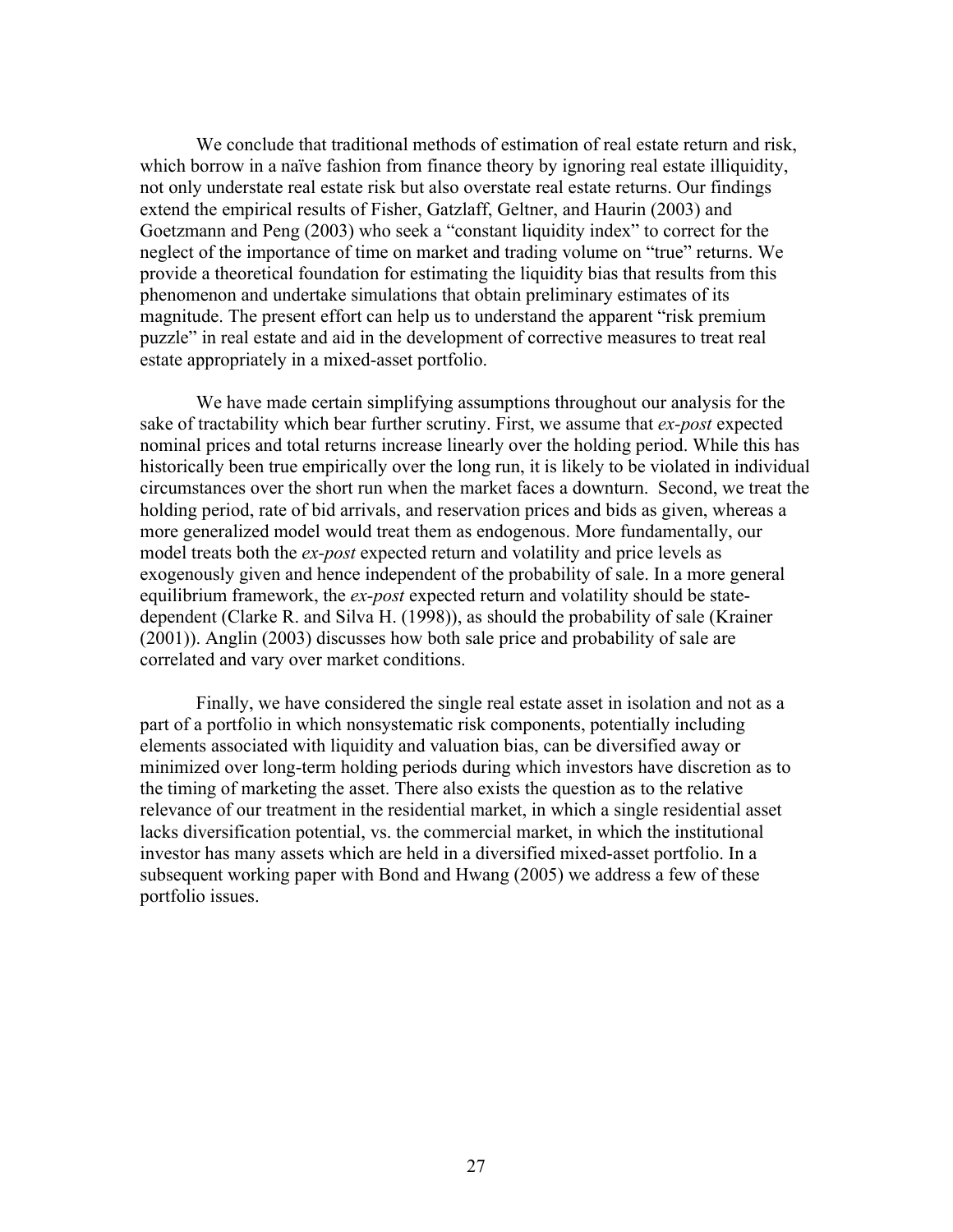We conclude that traditional methods of estimation of real estate return and risk, which borrow in a naïve fashion from finance theory by ignoring real estate illiquidity, not only understate real estate risk but also overstate real estate returns. Our findings extend the empirical results of Fisher, Gatzlaff, Geltner, and Haurin (2003) and Goetzmann and Peng (2003) who seek a "constant liquidity index" to correct for the neglect of the importance of time on market and trading volume on "true" returns. We provide a theoretical foundation for estimating the liquidity bias that results from this phenomenon and undertake simulations that obtain preliminary estimates of its magnitude. The present effort can help us to understand the apparent "risk premium puzzle" in real estate and aid in the development of corrective measures to treat real estate appropriately in a mixed-asset portfolio.

We have made certain simplifying assumptions throughout our analysis for the sake of tractability which bear further scrutiny. First, we assume that *ex-post* expected nominal prices and total returns increase linearly over the holding period. While this has historically been true empirically over the long run, it is likely to be violated in individual circumstances over the short run when the market faces a downturn. Second, we treat the holding period, rate of bid arrivals, and reservation prices and bids as given, whereas a more generalized model would treat them as endogenous. More fundamentally, our model treats both the *ex-post* expected return and volatility and price levels as exogenously given and hence independent of the probability of sale. In a more general equilibrium framework, the *ex-post* expected return and volatility should be state-dependent (Clarke R. and Silva H. (1998)), as should the probability of sale (Krainer (2001)). Anglin (2003) discusses how both sale price and probability of sale are correlated and vary over market conditions.

Finally, we have considered the single real estate asset in isolation and not as a part of a portfolio in which nonsystematic risk components, potentially including elements associated with liquidity and valuation bias, can be diversified away or minimized over long-term holding periods during which investors have discretion as to the timing of marketing the asset. There also exists the question as to the relative relevance of our treatment in the residential market, in which a single residential asset lacks diversification potential, vs. the commercial market, in which the institutional investor has many assets which are held in a diversified mixed-asset portfolio. In a subsequent working paper with Bond and Hwang (2005) we address a few of these portfolio issues.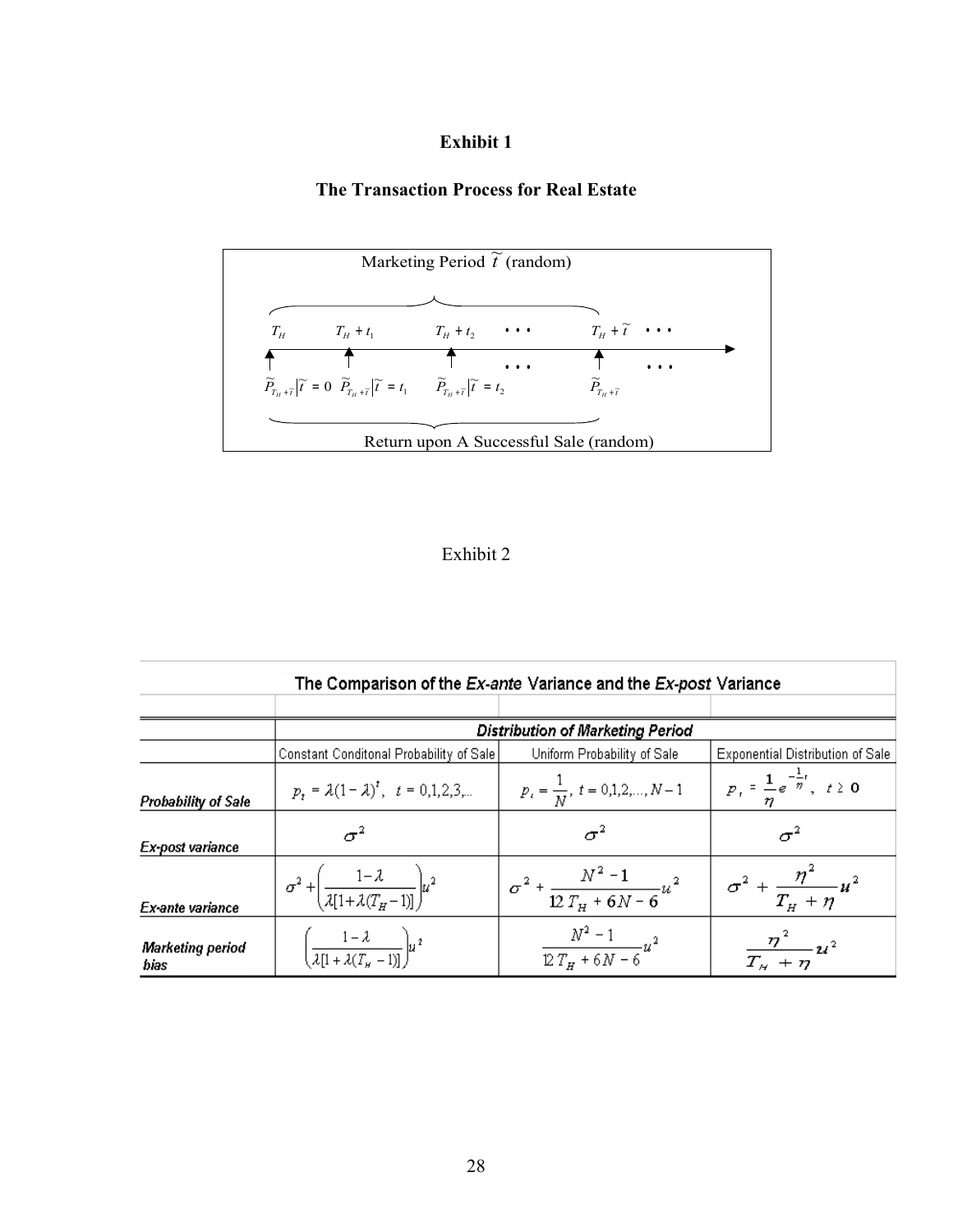**Exhibit 1**

**The Transaction Process for Real Estate**

Marketing Period $\widetilde{t}$ (random)

$T_H$ $\quad T_H + t_1$ $\quad T_H + t_2$ $\quad \cdots$ $\quad T_H + \widetilde{t}$ $\quad \cdots$

$\widetilde{P}_{T_H+\widetilde{t}} \big| \widetilde{t} = 0$ $\quad \widetilde{P}_{T_H+\widetilde{t}} \big| \widetilde{t} = t_1$ $\quad \widetilde{P}_{T_H+\widetilde{t}} \big| \widetilde{t} = t_2$ $\quad \cdots$ $\quad \widetilde{P}_{T_H+\widetilde{t}}$ $\quad \cdots$

Return upon A Successful Sale (random)

Exhibit 2

| The Comparison of the *Ex-ante* Variance and the *Ex-post* Variance | | | |
|---|---|---|---|
| | ***Distribution of Marketing Period*** | | |
| | Constant Conditonal Probability of Sale | Uniform Probability of Sale | Exponential Distribution of Sale |
| ***Probability of Sale*** | $p_t = \lambda(1-\lambda)^t, \quad t = 0,1,2,3,...$ | $p_t = \frac{1}{N}, \ t = 0,1,2,...,N-1$ | $p_t = \frac{1}{\eta} e^{-\frac{1}{\eta}t}, \quad t \geq 0$ |
| ***Ex-post variance*** | $\sigma^2$ | $\sigma^2$ | $\sigma^2$ |
| ***Ex-ante variance*** | $\sigma^2 + \left(\frac{1-\lambda}{\lambda[1+\lambda(T_H-1)]}\right)u^2$ | $\sigma^2 + \frac{N^2-1}{12T_H + 6N - 6}u^2$ | $\sigma^2 + \frac{\eta^2}{T_H + \eta}u^2$ |
| ***Marketing period bias*** | $\left(\frac{1-\lambda}{\lambda[1+\lambda(T_H-1)]}\right)u^2$ | $\frac{N^2-1}{12T_H + 6N - 6}u^2$ | $\frac{\eta^2}{T_H + \eta}u^2$ |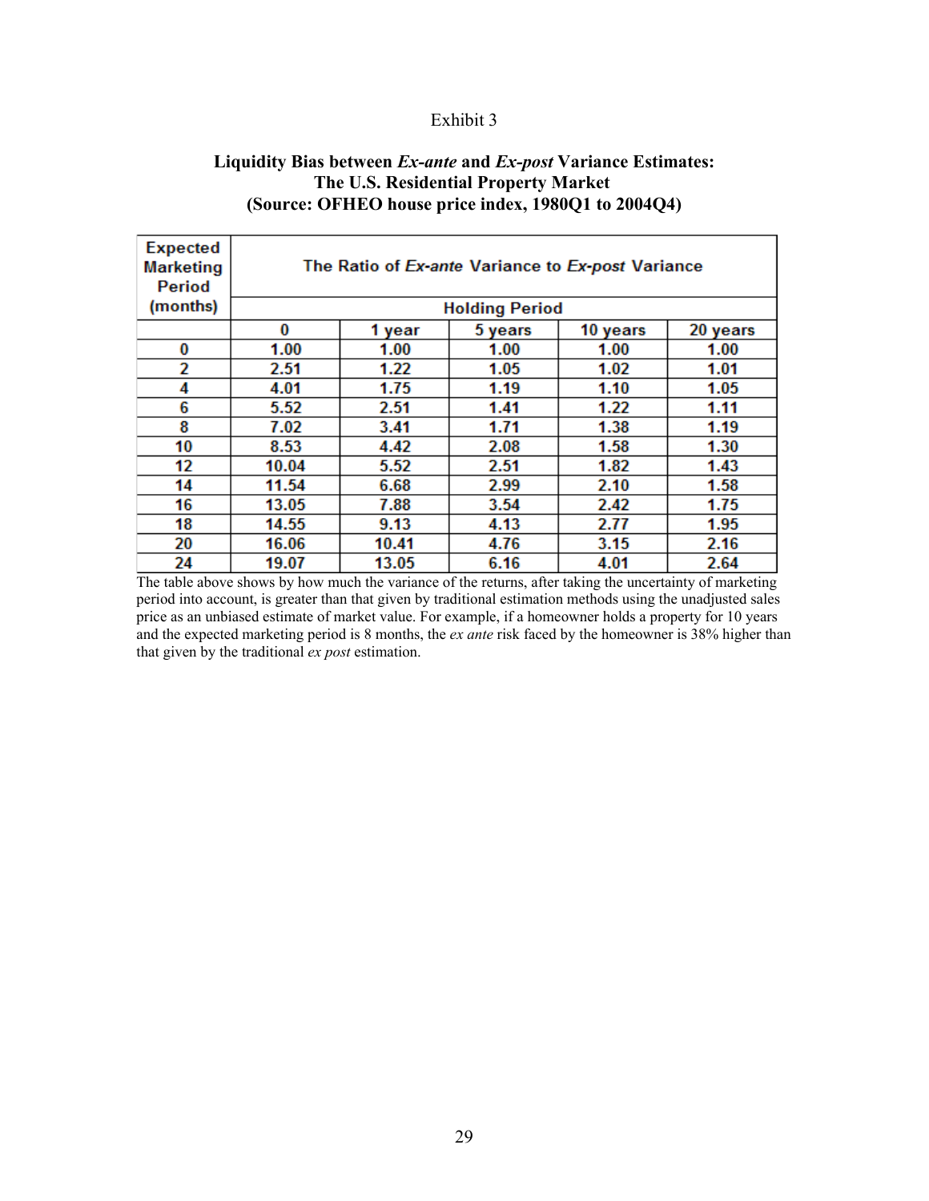Exhibit 3

**Liquidity Bias between *Ex-ante* and *Ex-post* Variance Estimates: The U.S. Residential Property Market (Source: OFHEO house price index, 1980Q1 to 2004Q4)**

| Expected Marketing Period (months) | The Ratio of *Ex-ante* Variance to *Ex-post* Variance | | | | |
|---|---|---|---|---|---|
| | Holding Period | | | | |
| | 0 | 1 year | 5 years | 10 years | 20 years |
| 0 | 1.00 | 1.00 | 1.00 | 1.00 | 1.00 |
| 2 | 2.51 | 1.22 | 1.05 | 1.02 | 1.01 |
| 4 | 4.01 | 1.75 | 1.19 | 1.10 | 1.05 |
| 6 | 5.52 | 2.51 | 1.41 | 1.22 | 1.11 |
| 8 | 7.02 | 3.41 | 1.71 | 1.38 | 1.19 |
| 10 | 8.53 | 4.42 | 2.08 | 1.58 | 1.30 |
| 12 | 10.04 | 5.52 | 2.51 | 1.82 | 1.43 |
| 14 | 11.54 | 6.68 | 2.99 | 2.10 | 1.58 |
| 16 | 13.05 | 7.88 | 3.54 | 2.42 | 1.75 |
| 18 | 14.55 | 9.13 | 4.13 | 2.77 | 1.95 |
| 20 | 16.06 | 10.41 | 4.76 | 3.15 | 2.16 |
| 24 | 19.07 | 13.05 | 6.16 | 4.01 | 2.64 |

The table above shows by how much the variance of the returns, after taking the uncertainty of marketing period into account, is greater than that given by traditional estimation methods using the unadjusted sales price as an unbiased estimate of market value. For example, if a homeowner holds a property for 10 years and the expected marketing period is 8 months, the *ex ante* risk faced by the homeowner is 38% higher than that given by the traditional *ex post* estimation.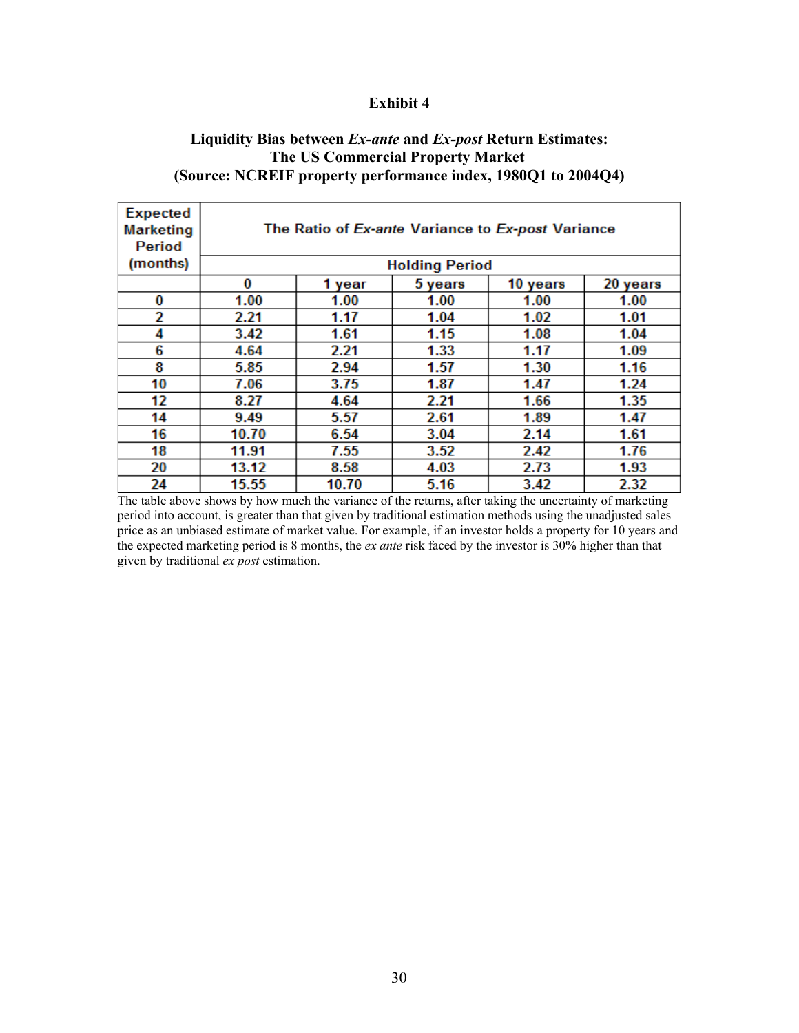# Exhibit 4

## Liquidity Bias between *Ex-ante* and *Ex-post* Return Estimates: The US Commercial Property Market (Source: NCREIF property performance index, 1980Q1 to 2004Q4)

| Expected Marketing Period (months) | The Ratio of *Ex-ante* Variance to *Ex-post* Variance | | | | |
|---|---|---|---|---|---|
| | Holding Period | | | | |
| | 0 | 1 year | 5 years | 10 years | 20 years |
| 0 | 1.00 | 1.00 | 1.00 | 1.00 | 1.00 |
| 2 | 2.21 | 1.17 | 1.04 | 1.02 | 1.01 |
| 4 | 3.42 | 1.61 | 1.15 | 1.08 | 1.04 |
| 6 | 4.64 | 2.21 | 1.33 | 1.17 | 1.09 |
| 8 | 5.85 | 2.94 | 1.57 | 1.30 | 1.16 |
| 10 | 7.06 | 3.75 | 1.87 | 1.47 | 1.24 |
| 12 | 8.27 | 4.64 | 2.21 | 1.66 | 1.35 |
| 14 | 9.49 | 5.57 | 2.61 | 1.89 | 1.47 |
| 16 | 10.70 | 6.54 | 3.04 | 2.14 | 1.61 |
| 18 | 11.91 | 7.55 | 3.52 | 2.42 | 1.76 |
| 20 | 13.12 | 8.58 | 4.03 | 2.73 | 1.93 |
| 24 | 15.55 | 10.70 | 5.16 | 3.42 | 2.32 |

The table above shows by how much the variance of the returns, after taking the uncertainty of marketing period into account, is greater than that given by traditional estimation methods using the unadjusted sales price as an unbiased estimate of market value. For example, if an investor holds a property for 10 years and the expected marketing period is 8 months, the *ex ante* risk faced by the investor is 30% higher than that given by traditional *ex post* estimation.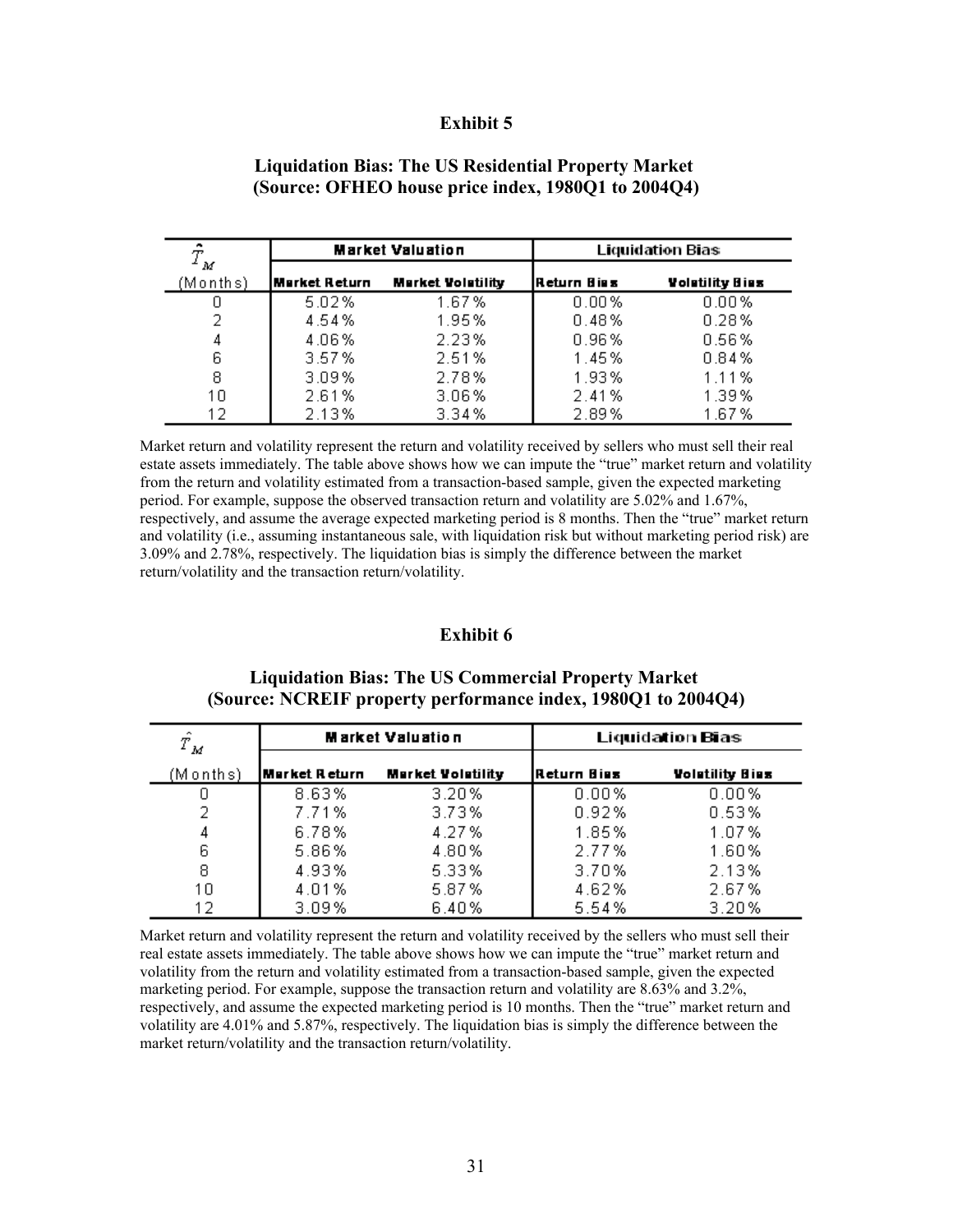## Exhibit 5

### Liquidation Bias: The US Residential Property Market (Source: OFHEO house price index, 1980Q1 to 2004Q4)

| $\hat{T}_M$ | Market Valuation | | Liquidation Bias | |
|---|---|---|---|---|
| (Months) | Market Return | Market Volatility | Return Bias | Volatility Bias |
| 0 | 5.02% | 1.67% | 0.00% | 0.00% |
| 2 | 4.54% | 1.95% | 0.48% | 0.28% |
| 4 | 4.06% | 2.23% | 0.96% | 0.56% |
| 6 | 3.57% | 2.51% | 1.45% | 0.84% |
| 8 | 3.09% | 2.78% | 1.93% | 1.11% |
| 10 | 2.61% | 3.06% | 2.41% | 1.39% |
| 12 | 2.13% | 3.34% | 2.89% | 1.67% |

Market return and volatility represent the return and volatility received by sellers who must sell their real estate assets immediately. The table above shows how we can impute the "true" market return and volatility from the return and volatility estimated from a transaction-based sample, given the expected marketing period. For example, suppose the observed transaction return and volatility are 5.02% and 1.67%, respectively, and assume the average expected marketing period is 8 months. Then the "true" market return and volatility (i.e., assuming instantaneous sale, with liquidation risk but without marketing period risk) are 3.09% and 2.78%, respectively. The liquidation bias is simply the difference between the market return/volatility and the transaction return/volatility.

## Exhibit 6

### Liquidation Bias: The US Commercial Property Market (Source: NCREIF property performance index, 1980Q1 to 2004Q4)

| $\hat{T}_M$ | Market Valuation | | Liquidation Bias | |
|---|---|---|---|---|
| (Months) | Market Return | Market Volatility | Return Bias | Volatility Bias |
| 0 | 8.63% | 3.20% | 0.00% | 0.00% |
| 2 | 7.71% | 3.73% | 0.92% | 0.53% |
| 4 | 6.78% | 4.27% | 1.85% | 1.07% |
| 6 | 5.86% | 4.80% | 2.77% | 1.60% |
| 8 | 4.93% | 5.33% | 3.70% | 2.13% |
| 10 | 4.01% | 5.87% | 4.62% | 2.67% |
| 12 | 3.09% | 6.40% | 5.54% | 3.20% |

Market return and volatility represent the return and volatility received by the sellers who must sell their real estate assets immediately. The table above shows how we can impute the "true" market return and volatility from the return and volatility estimated from a transaction-based sample, given the expected marketing period. For example, suppose the transaction return and volatility are 8.63% and 3.2%, respectively, and assume the expected marketing period is 10 months. Then the "true" market return and volatility are 4.01% and 5.87%, respectively. The liquidation bias is simply the difference between the market return/volatility and the transaction return/volatility.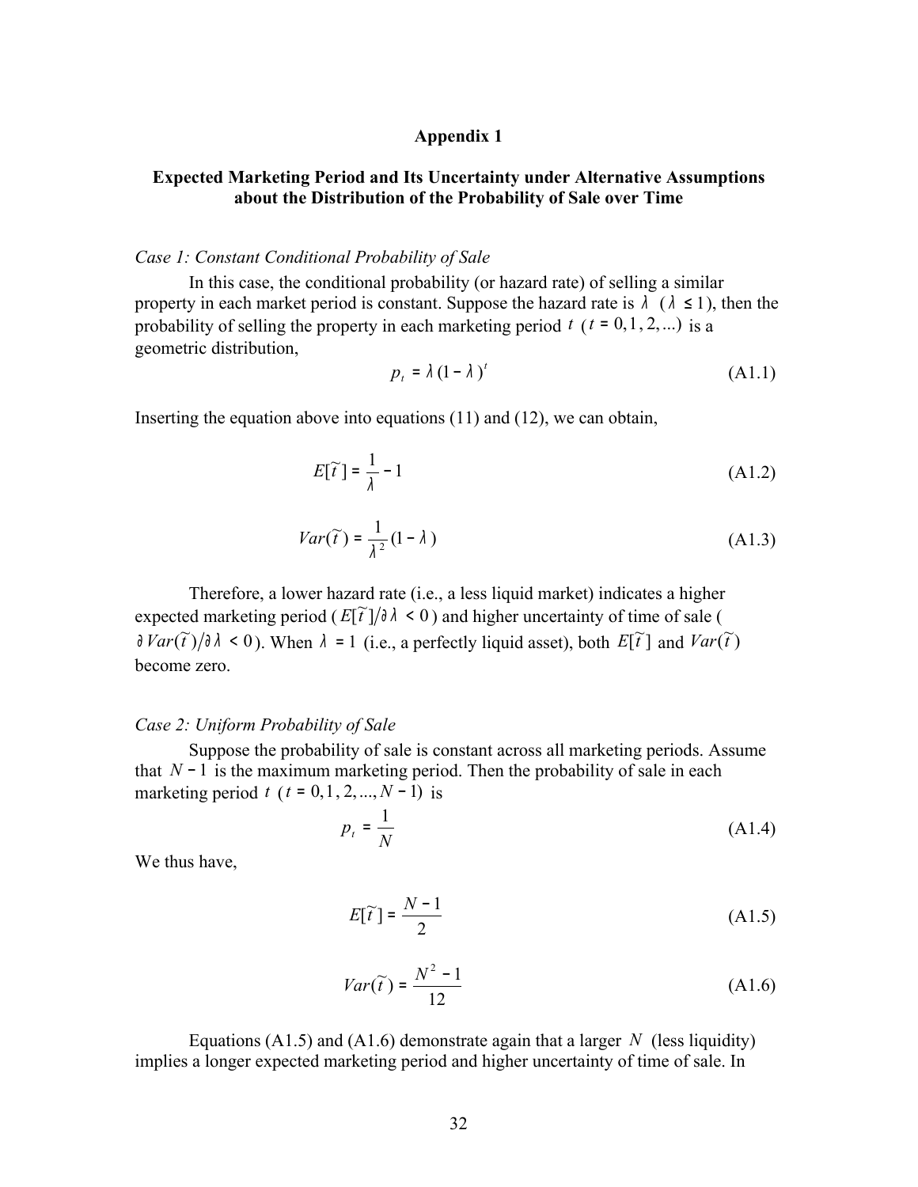## Appendix 1

### Expected Marketing Period and Its Uncertainty under Alternative Assumptions about the Distribution of the Probability of Sale over Time

*Case 1: Constant Conditional Probability of Sale*

In this case, the conditional probability (or hazard rate) of selling a similar property in each market period is constant. Suppose the hazard rate is $\lambda$ ($\lambda \leq 1$), then the probability of selling the property in each marketing period $t$ ($t = 0, 1, 2, ...$) is a geometric distribution,

$$p_t = \lambda (1 - \lambda)^t \tag{A1.1}$$

Inserting the equation above into equations (11) and (12), we can obtain,

$$E[\tilde{t}\,] = \frac{1}{\lambda} - 1 \tag{A1.2}$$

$$Var(\tilde{t}\,) = \frac{1}{\lambda^2}(1 - \lambda) \tag{A1.3}$$

Therefore, a lower hazard rate (i.e., a less liquid market) indicates a higher expected marketing period ($E[\tilde{t}\,]/\partial\lambda < 0$) and higher uncertainty of time of sale ($\partial Var(\tilde{t}\,)/\partial\lambda < 0$). When $\lambda = 1$ (i.e., a perfectly liquid asset), both $E[\tilde{t}\,]$ and $Var(\tilde{t}\,)$ become zero.

*Case 2: Uniform Probability of Sale*

Suppose the probability of sale is constant across all marketing periods. Assume that $N - 1$ is the maximum marketing period. Then the probability of sale in each marketing period $t$ ($t = 0, 1, 2, ..., N - 1$) is

$$p_t = \frac{1}{N} \tag{A1.4}$$

We thus have,

$$E[\tilde{t}\,] = \frac{N - 1}{2} \tag{A1.5}$$

$$Var(\tilde{t}\,) = \frac{N^2 - 1}{12} \tag{A1.6}$$

Equations (A1.5) and (A1.6) demonstrate again that a larger $N$ (less liquidity) implies a longer expected marketing period and higher uncertainty of time of sale. In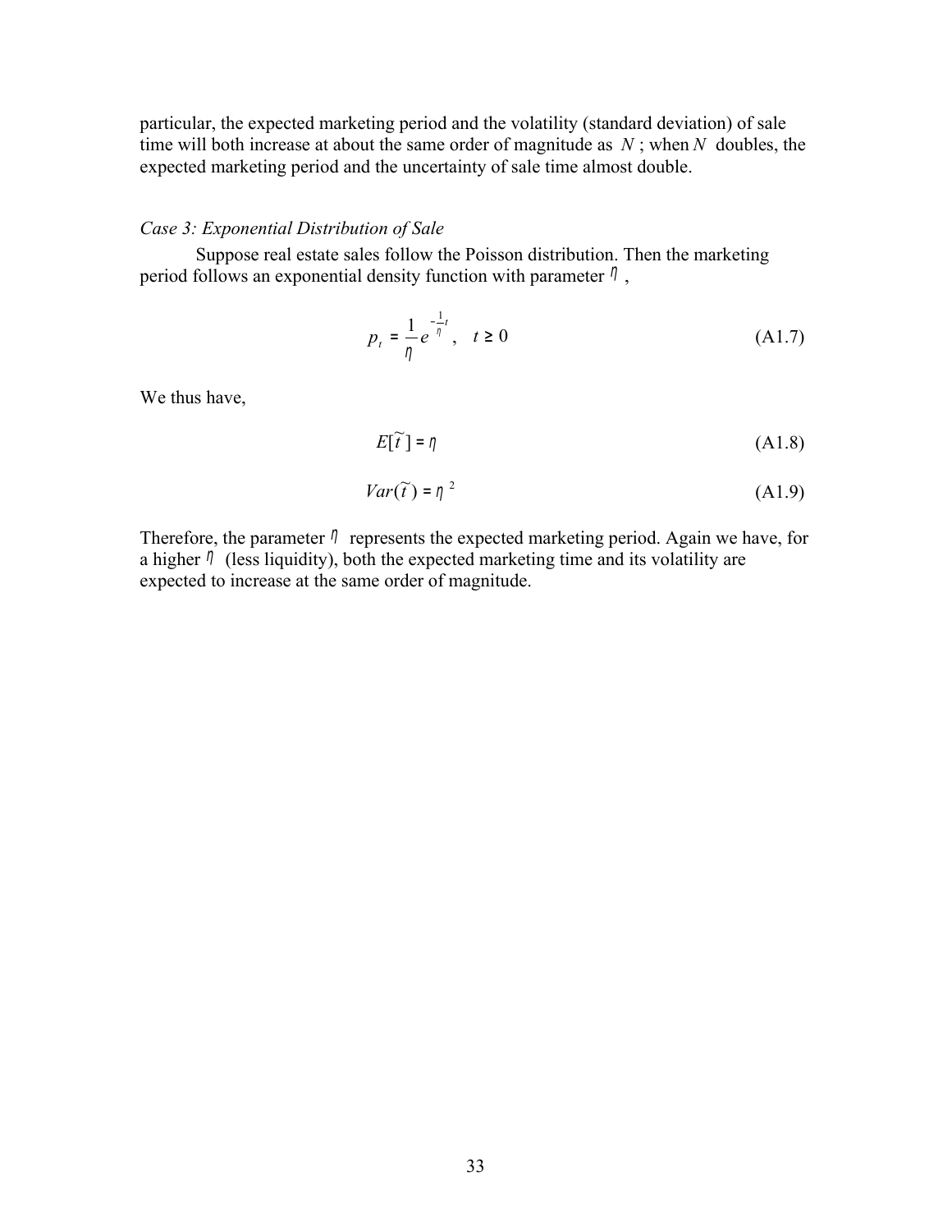particular, the expected marketing period and the volatility (standard deviation) of sale time will both increase at about the same order of magnitude as $N$ ; when $N$ doubles, the expected marketing period and the uncertainty of sale time almost double.

*Case 3: Exponential Distribution of Sale*

Suppose real estate sales follow the Poisson distribution. Then the marketing period follows an exponential density function with parameter $\eta$ ,

$$p_t = \frac{1}{\eta} e^{-\frac{1}{\eta}t}, \quad t \geq 0 \tag{A1.7}$$

We thus have,

$$E[\tilde{t}] = \eta \tag{A1.8}$$

$$Var(\tilde{t}) = \eta^2 \tag{A1.9}$$

Therefore, the parameter $\eta$ represents the expected marketing period. Again we have, for a higher $\eta$ (less liquidity), both the expected marketing time and its volatility are expected to increase at the same order of magnitude.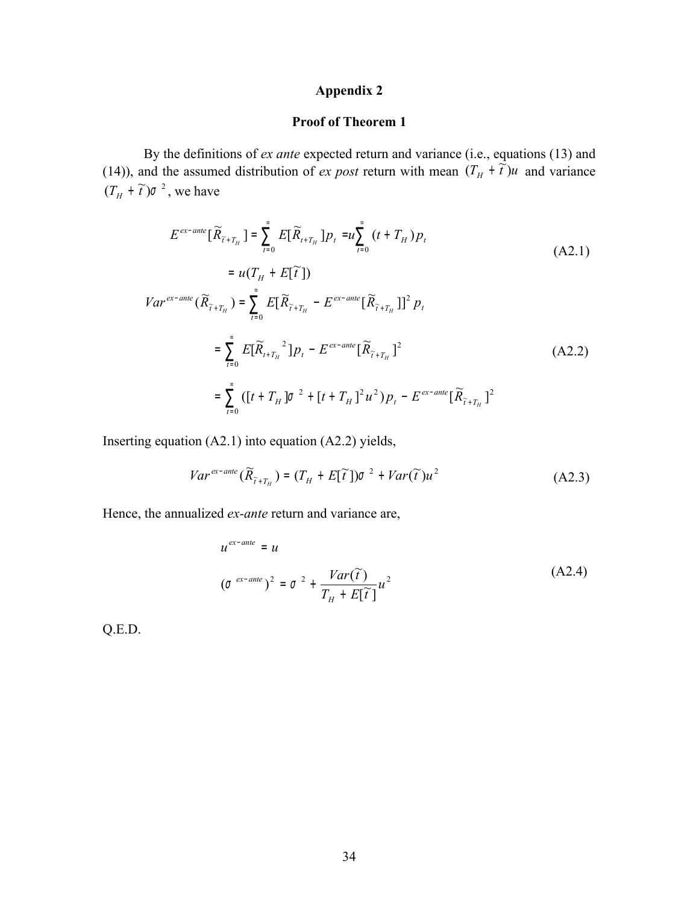# Appendix 2

## Proof of Theorem 1

By the definitions of *ex ante* expected return and variance (i.e., equations (13) and (14)), and the assumed distribution of *ex post* return with mean $(T_H + \tilde{t})u$ and variance $(T_H + \tilde{t})\sigma^2$, we have

$$
\begin{aligned}
E^{ex-ante}[\tilde{R}_{\tilde{t}+T_H}] &= \sum_{t=0}^{\infty} E[\tilde{R}_{t+T_H}]p_t = u\sum_{t=0}^{\infty}(t+T_H)p_t \\
&= u(T_H + E[\tilde{t}])
\end{aligned}
\tag{A2.1}
$$

$$
\begin{aligned}
Var^{ex-ante}(\tilde{R}_{\tilde{t}+T_H}) &= \sum_{t=0}^{\infty} E[\tilde{R}_{\tilde{t}+T_H} - E^{ex-ante}[\tilde{R}_{\tilde{t}+T_H}]]^2 p_t \\
&= \sum_{t=0}^{\infty} E[\tilde{R}_{t+T_H}{}^2]p_t - E^{ex-ante}[\tilde{R}_{\tilde{t}+T_H}]^2 \\
&= \sum_{t=0}^{\infty} ([t+T_H]\sigma^2 + [t+T_H]^2 u^2)p_t - E^{ex-ante}[\tilde{R}_{\tilde{t}+T_H}]^2
\end{aligned}
\tag{A2.2}
$$

Inserting equation (A2.1) into equation (A2.2) yields,

$$
Var^{ex-ante}(\tilde{R}_{\tilde{t}+T_H}) = (T_H + E[\tilde{t}])\sigma^2 + Var(\tilde{t})u^2 \tag{A2.3}
$$

Hence, the annualized *ex-ante* return and variance are,

$$
\begin{aligned}
u^{ex-ante} &= u \\
(\sigma^{ex-ante})^2 &= \sigma^2 + \frac{Var(\tilde{t})}{T_H + E[\tilde{t}]}u^2
\end{aligned}
\tag{A2.4}
$$

Q.E.D.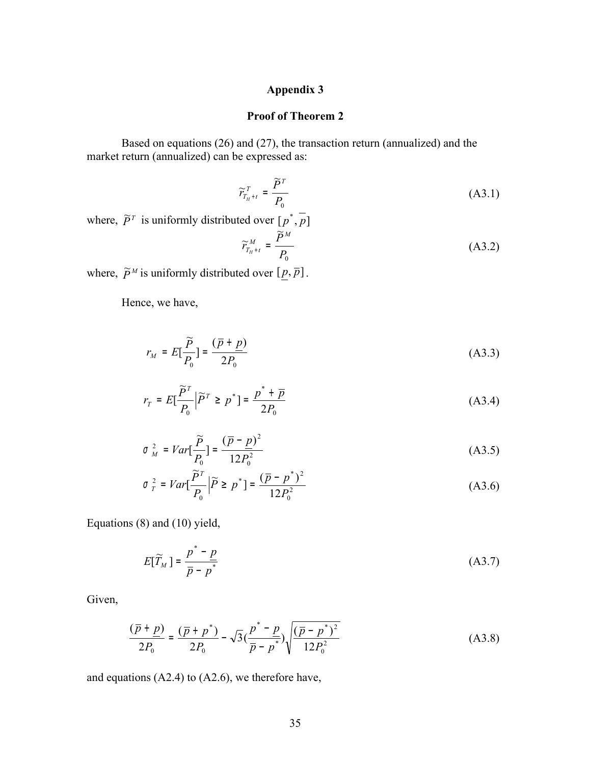## Appendix 3

### Proof of Theorem 2

Based on equations (26) and (27), the transaction return (annualized) and the market return (annualized) can be expressed as:

$$\tilde{r}^{T}_{T_H+t} = \frac{\tilde{P}^{T}}{P_0} \tag{A3.1}$$

where, $\tilde{P}^{T}$ is uniformly distributed over $[p^*, \overline{p}]$

$$\tilde{r}^{M}_{T_H+t} = \frac{\tilde{P}^{M}}{P_0} \tag{A3.2}$$

where, $\tilde{P}^{M}$ is uniformly distributed over $[\underline{p}, \overline{p}]$.

Hence, we have,

$$r_M = E[\frac{\tilde{P}}{P_0}] = \frac{(\overline{p} + \underline{p})}{2P_0} \tag{A3.3}$$

$$r_T = E[\frac{\tilde{P}^T}{P_0} \Big| \tilde{P}^T \geq p^*] = \frac{p^* + \overline{p}}{2P_0} \tag{A3.4}$$

$$\sigma^2_M = Var[\frac{\tilde{P}}{P_0}] = \frac{(\overline{p} - \underline{p})^2}{12P_0^2} \tag{A3.5}$$

$$\sigma^2_T = Var[\frac{\tilde{P}^T}{P_0} \Big| \tilde{P} \geq p^*] = \frac{(\overline{p} - p^*)^2}{12P_0^2} \tag{A3.6}$$

Equations (8) and (10) yield,

$$E[\tilde{T}_M] = \frac{p^* - \underline{p}}{\overline{p} - p^*} \tag{A3.7}$$

Given,

$$\frac{(\overline{p} + \underline{p})}{2P_0} = \frac{(\overline{p} + p^*)}{2P_0} - \sqrt{3}(\frac{p^* - \underline{p}}{\overline{p} - p^*})\sqrt{\frac{(\overline{p} - p^*)^2}{12P_0^2}} \tag{A3.8}$$

and equations (A2.4) to (A2.6), we therefore have,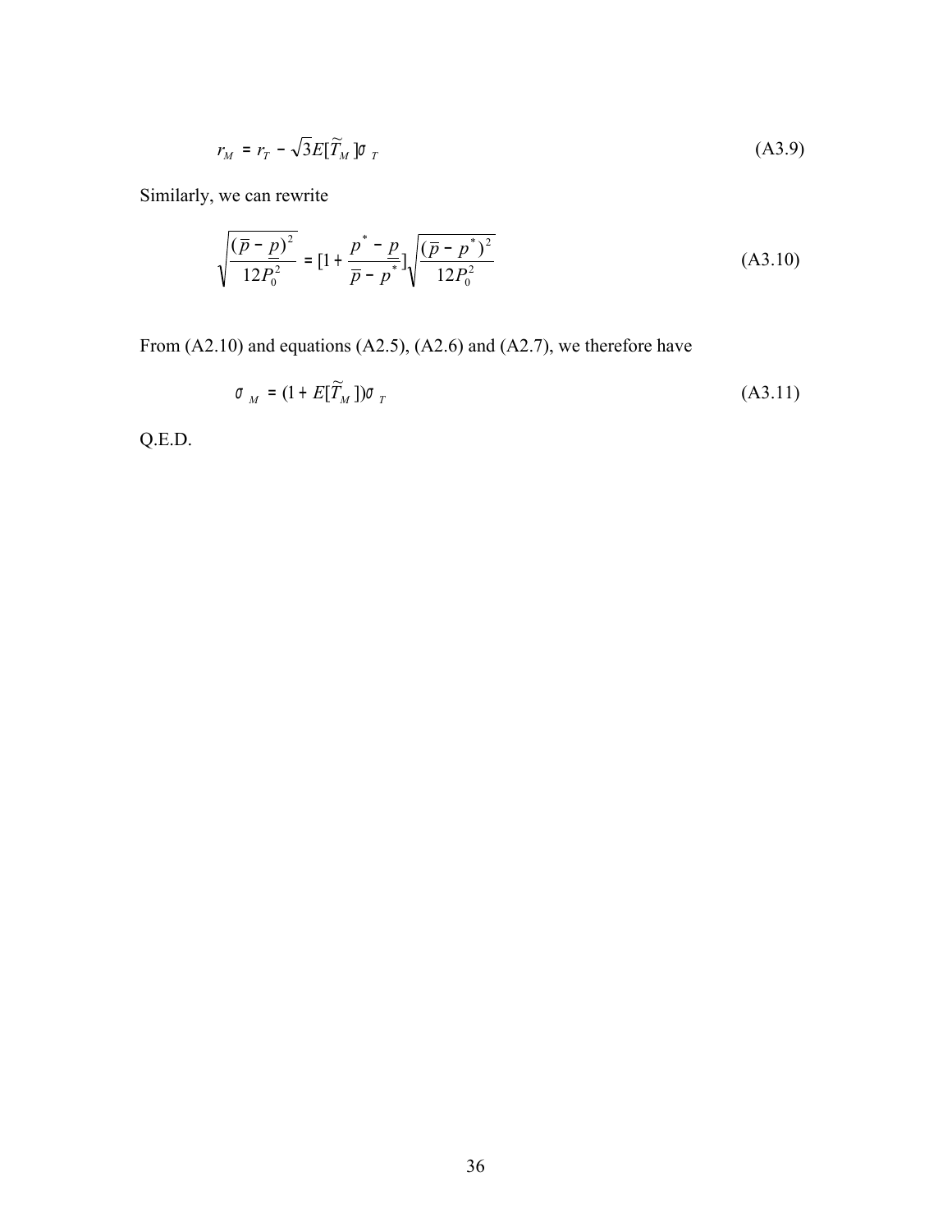$$r_M = r_T - \sqrt{3}E[\widetilde{T}_M]\sigma_T \tag{A3.9}$$

Similarly, we can rewrite

$$\sqrt{\frac{(\overline{p} - \underline{p})^2}{12P_0^2}} = [1 + \frac{p^* - \underline{p}}{\overline{p} - p^*}]\sqrt{\frac{(\overline{p} - p^*)^2}{12P_0^2}} \tag{A3.10}$$

From (A2.10) and equations (A2.5), (A2.6) and (A2.7), we therefore have

$$\sigma_M = (1 + E[\widetilde{T}_M])\sigma_T \tag{A3.11}$$

Q.E.D.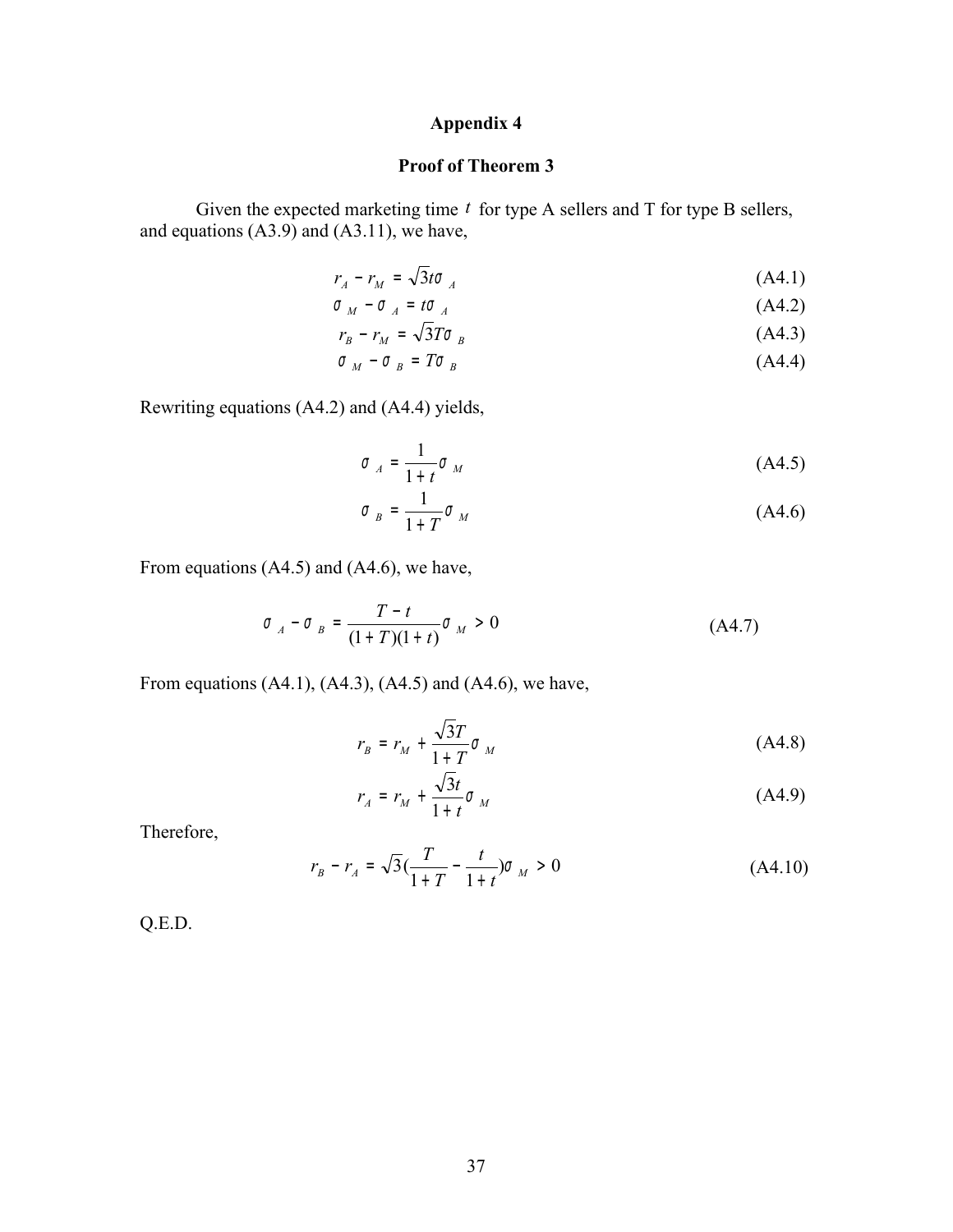## Appendix 4

### Proof of Theorem 3

Given the expected marketing time $t$ for type A sellers and T for type B sellers, and equations (A3.9) and (A3.11), we have,

$$r_A - r_M = \sqrt{3}t\sigma_A \tag{A4.1}$$

$$\sigma_M - \sigma_A = t\sigma_A \tag{A4.2}$$

$$r_B - r_M = \sqrt{3}T\sigma_B \tag{A4.3}$$

$$\sigma_M - \sigma_B = T\sigma_B \tag{A4.4}$$

Rewriting equations (A4.2) and (A4.4) yields,

$$\sigma_A = \frac{1}{1+t}\sigma_M \tag{A4.5}$$

$$\sigma_B = \frac{1}{1+T}\sigma_M \tag{A4.6}$$

From equations (A4.5) and (A4.6), we have,

$$\sigma_A - \sigma_B = \frac{T-t}{(1+T)(1+t)}\sigma_M > 0 \tag{A4.7}$$

From equations (A4.1), (A4.3), (A4.5) and (A4.6), we have,

$$r_B = r_M + \frac{\sqrt{3}T}{1+T}\sigma_M \tag{A4.8}$$

$$r_A = r_M + \frac{\sqrt{3}t}{1+t}\sigma_M \tag{A4.9}$$

Therefore,

$$r_B - r_A = \sqrt{3}\left(\frac{T}{1+T} - \frac{t}{1+t}\right)\sigma_M > 0 \tag{A4.10}$$

Q.E.D.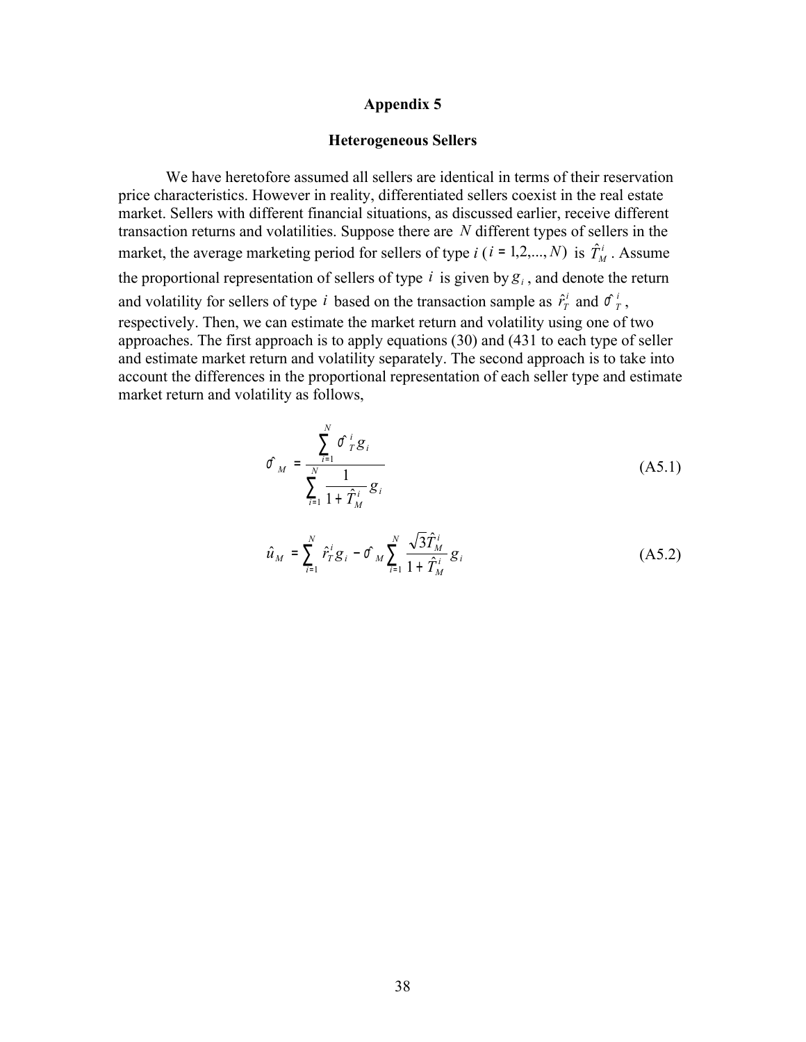## Appendix 5

### Heterogeneous Sellers

We have heretofore assumed all sellers are identical in terms of their reservation price characteristics. However in reality, differentiated sellers coexist in the real estate market. Sellers with different financial situations, as discussed earlier, receive different transaction returns and volatilities. Suppose there are $N$ different types of sellers in the market, the average marketing period for sellers of type $i$ ($i = 1,2,...,N$) is $\hat{T}_M^i$. Assume the proportional representation of sellers of type $i$ is given by $g_i$, and denote the return and volatility for sellers of type $i$ based on the transaction sample as $\hat{r}_T^i$ and $\hat{\sigma}_T^i$, respectively. Then, we can estimate the market return and volatility using one of two approaches. The first approach is to apply equations (30) and (431 to each type of seller and estimate market return and volatility separately. The second approach is to take into account the differences in the proportional representation of each seller type and estimate market return and volatility as follows,

$$\hat{\sigma}_M = \frac{\sum_{i=1}^{N} \hat{\sigma}_T^i g_i}{\sum_{i=1}^{N} \frac{1}{1+\hat{T}_M^i} g_i} \tag{A5.1}$$

$$\hat{u}_M = \sum_{i=1}^{N} \hat{r}_T^i g_i - \hat{\sigma}_M \sum_{i=1}^{N} \frac{\sqrt{3}\hat{T}_M^i}{1+\hat{T}_M^i} g_i \tag{A5.2}$$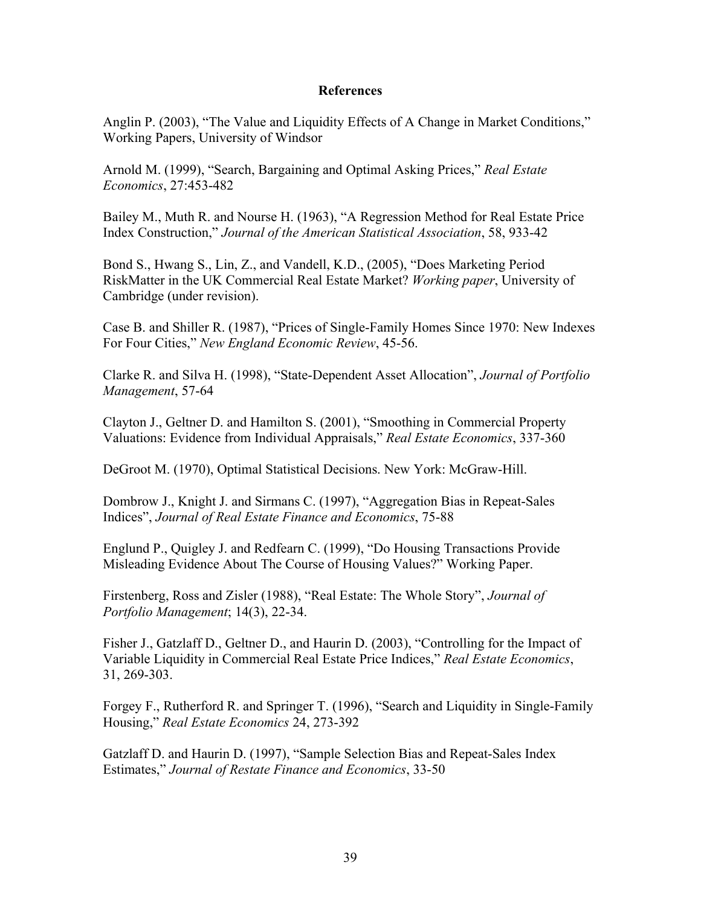## References

Anglin P. (2003), "The Value and Liquidity Effects of A Change in Market Conditions," Working Papers, University of Windsor

Arnold M. (1999), "Search, Bargaining and Optimal Asking Prices," *Real Estate Economics*, 27:453-482

Bailey M., Muth R. and Nourse H. (1963), "A Regression Method for Real Estate Price Index Construction," *Journal of the American Statistical Association*, 58, 933-42

Bond S., Hwang S., Lin, Z., and Vandell, K.D., (2005), "Does Marketing Period RiskMatter in the UK Commercial Real Estate Market? *Working paper*, University of Cambridge (under revision).

Case B. and Shiller R. (1987), "Prices of Single-Family Homes Since 1970: New Indexes For Four Cities," *New England Economic Review*, 45-56.

Clarke R. and Silva H. (1998), "State-Dependent Asset Allocation", *Journal of Portfolio Management*, 57-64

Clayton J., Geltner D. and Hamilton S. (2001), "Smoothing in Commercial Property Valuations: Evidence from Individual Appraisals," *Real Estate Economics*, 337-360

DeGroot M. (1970), Optimal Statistical Decisions. New York: McGraw-Hill.

Dombrow J., Knight J. and Sirmans C. (1997), "Aggregation Bias in Repeat-Sales Indices", *Journal of Real Estate Finance and Economics*, 75-88

Englund P., Quigley J. and Redfearn C. (1999), "Do Housing Transactions Provide Misleading Evidence About The Course of Housing Values?" Working Paper.

Firstenberg, Ross and Zisler (1988), "Real Estate: The Whole Story", *Journal of Portfolio Management*; 14(3), 22-34.

Fisher J., Gatzlaff D., Geltner D., and Haurin D. (2003), "Controlling for the Impact of Variable Liquidity in Commercial Real Estate Price Indices," *Real Estate Economics*, 31, 269-303.

Forgey F., Rutherford R. and Springer T. (1996), "Search and Liquidity in Single-Family Housing," *Real Estate Economics* 24, 273-392

Gatzlaff D. and Haurin D. (1997), "Sample Selection Bias and Repeat-Sales Index Estimates," *Journal of Restate Finance and Economics*, 33-50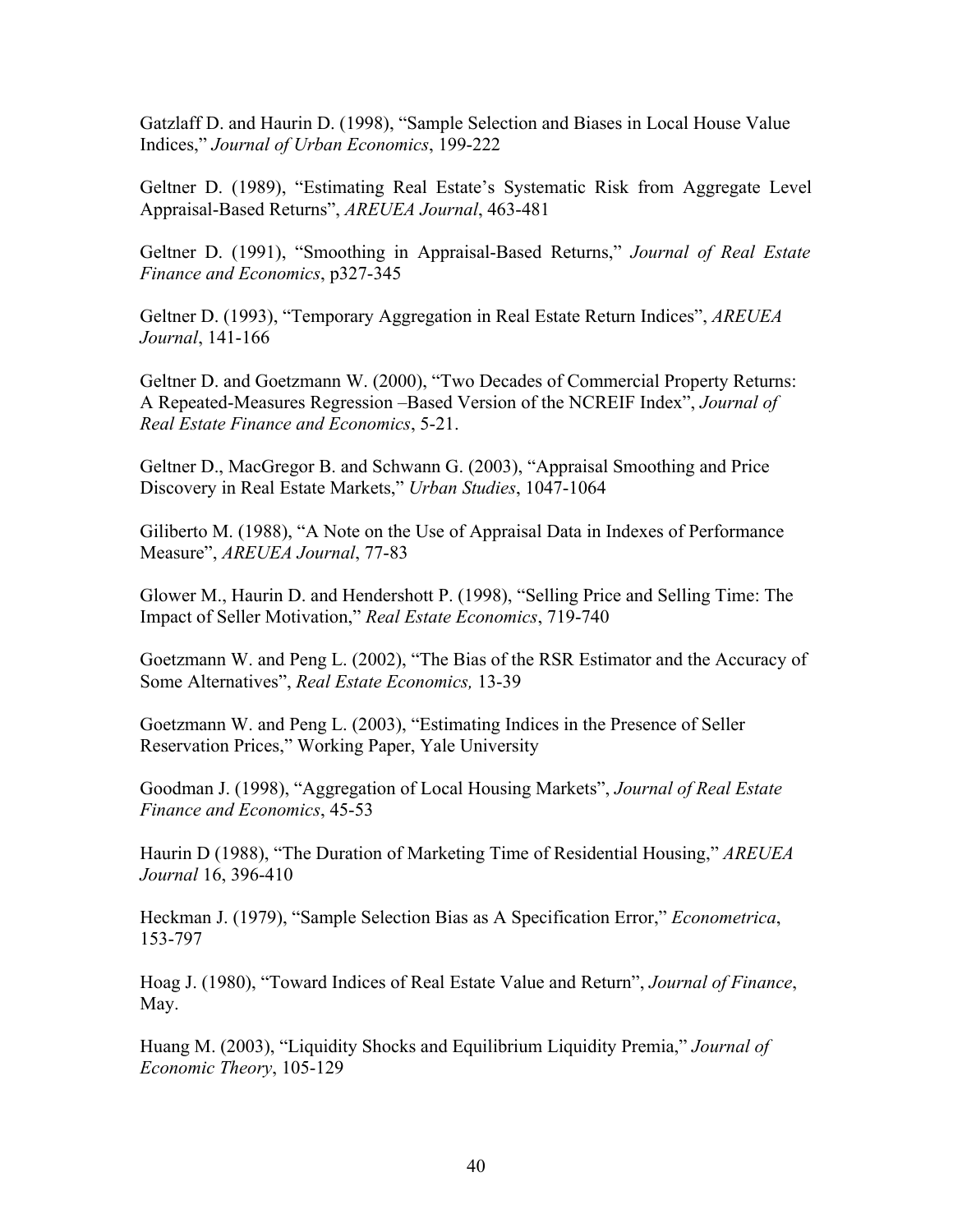Gatzlaff D. and Haurin D. (1998), "Sample Selection and Biases in Local House Value Indices," *Journal of Urban Economics*, 199-222

Geltner D. (1989), "Estimating Real Estate's Systematic Risk from Aggregate Level Appraisal-Based Returns", *AREUEA Journal*, 463-481

Geltner D. (1991), "Smoothing in Appraisal-Based Returns," *Journal of Real Estate Finance and Economics*, p327-345

Geltner D. (1993), "Temporary Aggregation in Real Estate Return Indices", *AREUEA Journal*, 141-166

Geltner D. and Goetzmann W. (2000), "Two Decades of Commercial Property Returns: A Repeated-Measures Regression –Based Version of the NCREIF Index", *Journal of Real Estate Finance and Economics*, 5-21.

Geltner D., MacGregor B. and Schwann G. (2003), "Appraisal Smoothing and Price Discovery in Real Estate Markets," *Urban Studies*, 1047-1064

Giliberto M. (1988), "A Note on the Use of Appraisal Data in Indexes of Performance Measure", *AREUEA Journal*, 77-83

Glower M., Haurin D. and Hendershott P. (1998), "Selling Price and Selling Time: The Impact of Seller Motivation," *Real Estate Economics*, 719-740

Goetzmann W. and Peng L. (2002), "The Bias of the RSR Estimator and the Accuracy of Some Alternatives", *Real Estate Economics,* 13-39

Goetzmann W. and Peng L. (2003), "Estimating Indices in the Presence of Seller Reservation Prices," Working Paper, Yale University

Goodman J. (1998), "Aggregation of Local Housing Markets", *Journal of Real Estate Finance and Economics*, 45-53

Haurin D (1988), "The Duration of Marketing Time of Residential Housing," *AREUEA Journal* 16, 396-410

Heckman J. (1979), "Sample Selection Bias as A Specification Error," *Econometrica*, 153-797

Hoag J. (1980), "Toward Indices of Real Estate Value and Return", *Journal of Finance*, May.

Huang M. (2003), "Liquidity Shocks and Equilibrium Liquidity Premia," *Journal of Economic Theory*, 105-129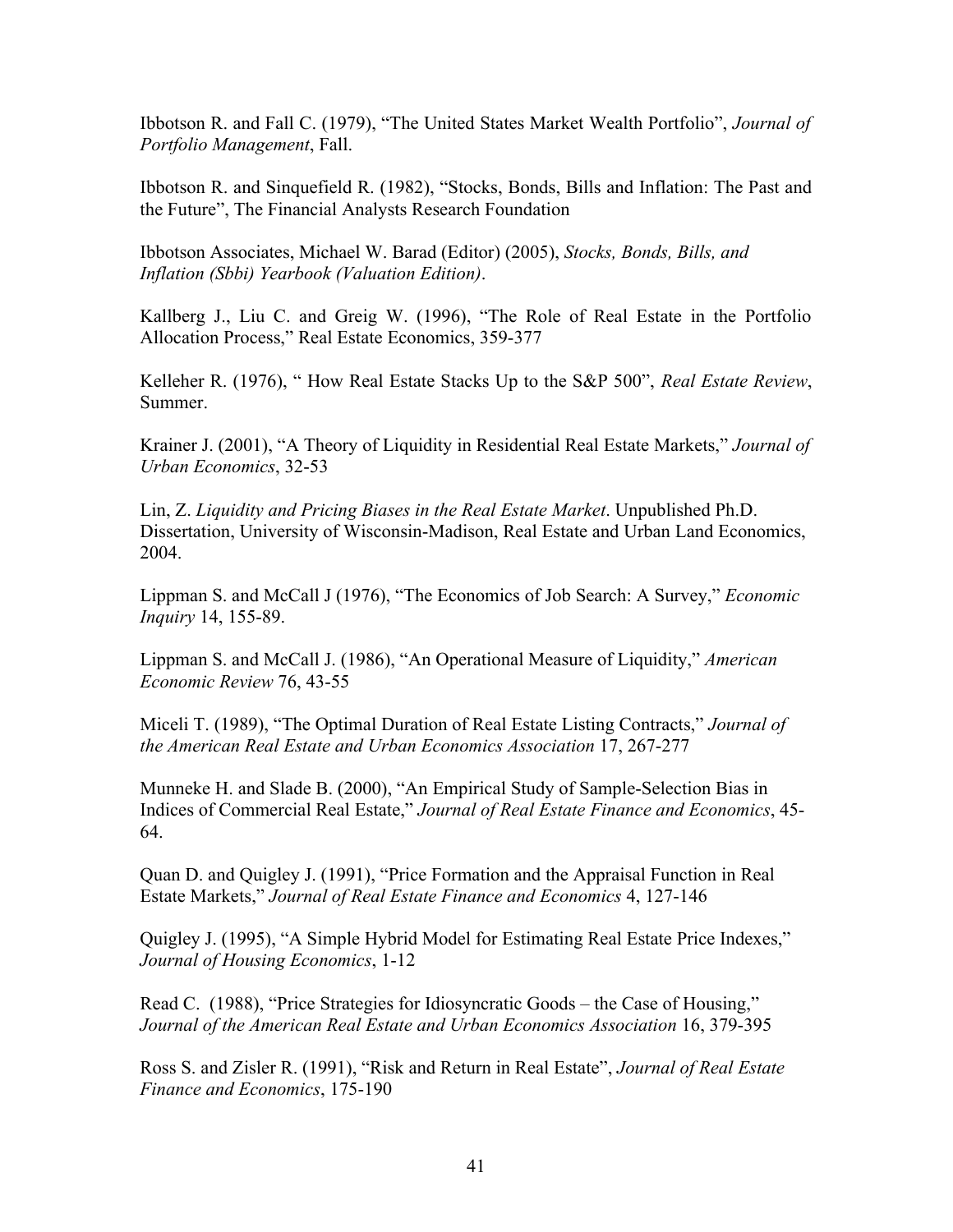Ibbotson R. and Fall C. (1979), "The United States Market Wealth Portfolio", *Journal of Portfolio Management*, Fall.

Ibbotson R. and Sinquefield R. (1982), "Stocks, Bonds, Bills and Inflation: The Past and the Future", The Financial Analysts Research Foundation

Ibbotson Associates, Michael W. Barad (Editor) (2005), *Stocks, Bonds, Bills, and Inflation (Sbbi) Yearbook (Valuation Edition)*.

Kallberg J., Liu C. and Greig W. (1996), "The Role of Real Estate in the Portfolio Allocation Process," Real Estate Economics, 359-377

Kelleher R. (1976), " How Real Estate Stacks Up to the S&P 500", *Real Estate Review*, Summer.

Krainer J. (2001), "A Theory of Liquidity in Residential Real Estate Markets," *Journal of Urban Economics*, 32-53

Lin, Z. *Liquidity and Pricing Biases in the Real Estate Market*. Unpublished Ph.D. Dissertation, University of Wisconsin-Madison, Real Estate and Urban Land Economics, 2004.

Lippman S. and McCall J (1976), "The Economics of Job Search: A Survey," *Economic Inquiry* 14, 155-89.

Lippman S. and McCall J. (1986), "An Operational Measure of Liquidity," *American Economic Review* 76, 43-55

Miceli T. (1989), "The Optimal Duration of Real Estate Listing Contracts," *Journal of the American Real Estate and Urban Economics Association* 17, 267-277

Munneke H. and Slade B. (2000), "An Empirical Study of Sample-Selection Bias in Indices of Commercial Real Estate," *Journal of Real Estate Finance and Economics*, 45-64.

Quan D. and Quigley J. (1991), "Price Formation and the Appraisal Function in Real Estate Markets," *Journal of Real Estate Finance and Economics* 4, 127-146

Quigley J. (1995), "A Simple Hybrid Model for Estimating Real Estate Price Indexes," *Journal of Housing Economics*, 1-12

Read C. (1988), "Price Strategies for Idiosyncratic Goods – the Case of Housing," *Journal of the American Real Estate and Urban Economics Association* 16, 379-395

Ross S. and Zisler R. (1991), "Risk and Return in Real Estate", *Journal of Real Estate Finance and Economics*, 175-190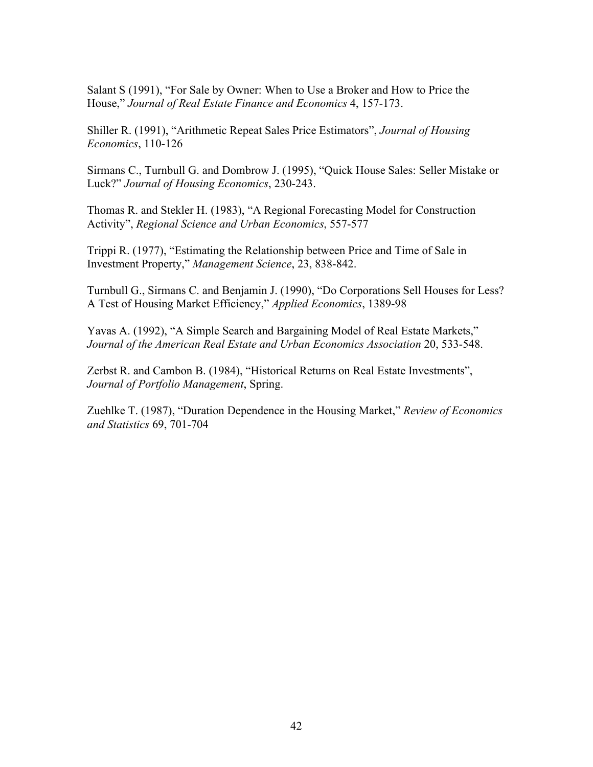Salant S (1991), "For Sale by Owner: When to Use a Broker and How to Price the House," *Journal of Real Estate Finance and Economics* 4, 157-173.

Shiller R. (1991), "Arithmetic Repeat Sales Price Estimators", *Journal of Housing Economics*, 110-126

Sirmans C., Turnbull G. and Dombrow J. (1995), "Quick House Sales: Seller Mistake or Luck?" *Journal of Housing Economics*, 230-243.

Thomas R. and Stekler H. (1983), "A Regional Forecasting Model for Construction Activity", *Regional Science and Urban Economics*, 557-577

Trippi R. (1977), "Estimating the Relationship between Price and Time of Sale in Investment Property," *Management Science*, 23, 838-842.

Turnbull G., Sirmans C. and Benjamin J. (1990), "Do Corporations Sell Houses for Less? A Test of Housing Market Efficiency," *Applied Economics*, 1389-98

Yavas A. (1992), "A Simple Search and Bargaining Model of Real Estate Markets," *Journal of the American Real Estate and Urban Economics Association* 20, 533-548.

Zerbst R. and Cambon B. (1984), "Historical Returns on Real Estate Investments", *Journal of Portfolio Management*, Spring.

Zuehlke T. (1987), "Duration Dependence in the Housing Market," *Review of Economics and Statistics* 69, 701-704